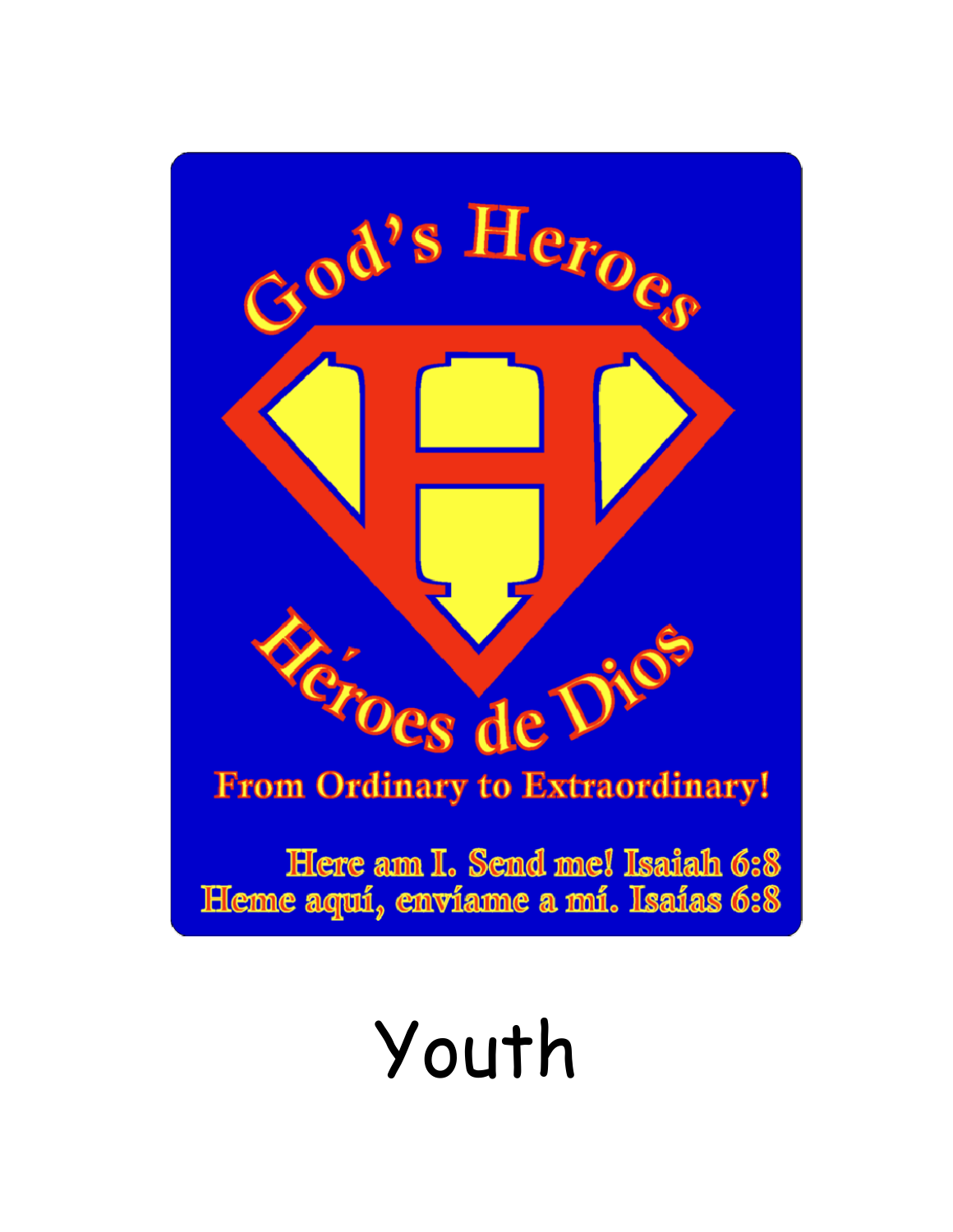# God's Heroes

# Héroes de Dios

**From Ordinary to Extraordinary!**

**Here am I. Send me! Isaiah 6:8**
**Heme aquí, envíame a mí. Isaías 6:8**

# Youth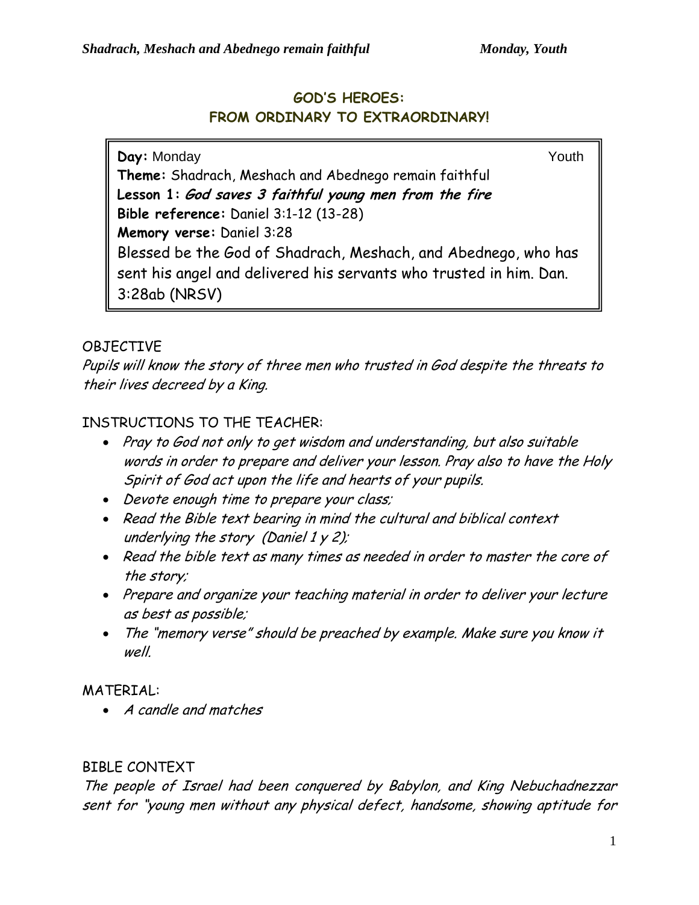## GOD'S HEROES:
## FROM ORDINARY TO EXTRAORDINARY!

**Day:** Monday Youth
**Theme:** Shadrach, Meshach and Abednego remain faithful
**Lesson 1:** ***God saves 3 faithful young men from the fire***
**Bible reference:** Daniel 3:1-12 (13-28)
**Memory verse:** Daniel 3:28
Blessed be the God of Shadrach, Meshach, and Abednego, who has sent his angel and delivered his servants who trusted in him. Dan. 3:28ab (NRSV)

OBJECTIVE

*Pupils will know the story of three men who trusted in God despite the threats to their lives decreed by a King.*

INSTRUCTIONS TO THE TEACHER:

- *Pray to God not only to get wisdom and understanding, but also suitable words in order to prepare and deliver your lesson. Pray also to have the Holy Spirit of God act upon the life and hearts of your pupils.*
- *Devote enough time to prepare your class;*
- *Read the Bible text bearing in mind the cultural and biblical context underlying the story (Daniel 1 y 2);*
- *Read the bible text as many times as needed in order to master the core of the story;*
- *Prepare and organize your teaching material in order to deliver your lecture as best as possible;*
- *The "memory verse" should be preached by example. Make sure you know it well.*

MATERIAL:

- *A candle and matches*

BIBLE CONTEXT

*The people of Israel had been conquered by Babylon, and King Nebuchadnezzar sent for "young men without any physical defect, handsome, showing aptitude for*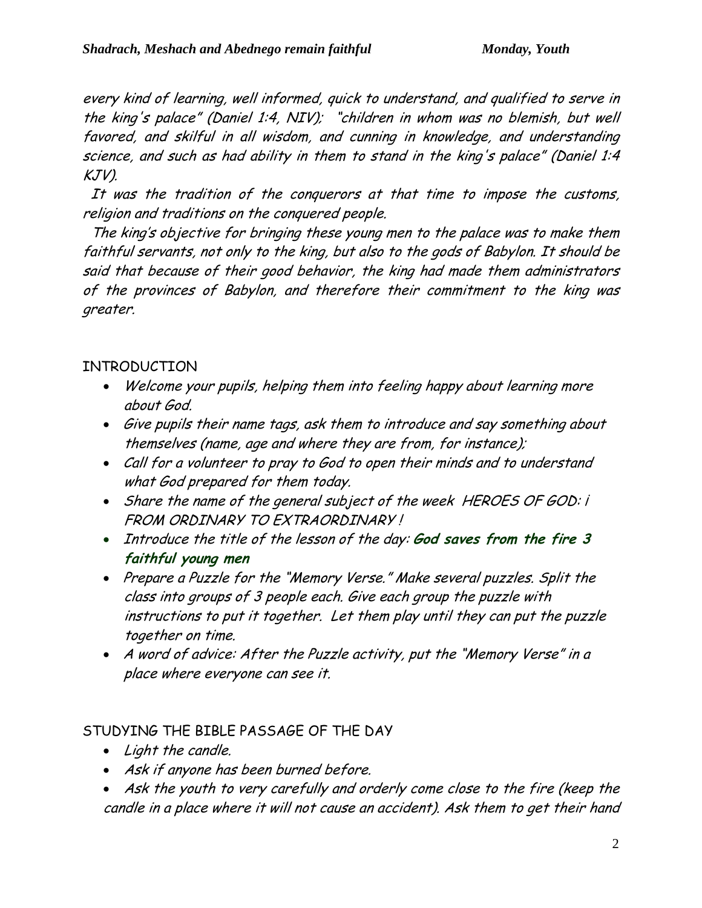*every kind of learning, well informed, quick to understand, and qualified to serve in the king's palace" (Daniel 1:4, NIV); "children in whom was no blemish, but well favored, and skilful in all wisdom, and cunning in knowledge, and understanding science, and such as had ability in them to stand in the king's palace" (Daniel 1:4 KJV).*

*It was the tradition of the conquerors at that time to impose the customs, religion and traditions on the conquered people.*

*The king's objective for bringing these young men to the palace was to make them faithful servants, not only to the king, but also to the gods of Babylon. It should be said that because of their good behavior, the king had made them administrators of the provinces of Babylon, and therefore their commitment to the king was greater.*

## INTRODUCTION

- *Welcome your pupils, helping them into feeling happy about learning more about God.*
- *Give pupils their name tags, ask them to introduce and say something about themselves (name, age and where they are from, for instance);*
- *Call for a volunteer to pray to God to open their minds and to understand what God prepared for them today.*
- *Share the name of the general subject of the week HEROES OF GOD: i FROM ORDINARY TO EXTRAORDINARY !*
- *Introduce the title of the lesson of the day:* ***God saves from the fire 3 faithful young men***
- *Prepare a Puzzle for the "Memory Verse." Make several puzzles. Split the class into groups of 3 people each. Give each group the puzzle with instructions to put it together. Let them play until they can put the puzzle together on time.*
- *A word of advice: After the Puzzle activity, put the "Memory Verse" in a place where everyone can see it.*

## STUDYING THE BIBLE PASSAGE OF THE DAY

- *Light the candle.*
- *Ask if anyone has been burned before.*
- *Ask the youth to very carefully and orderly come close to the fire (keep the candle in a place where it will not cause an accident). Ask them to get their hand*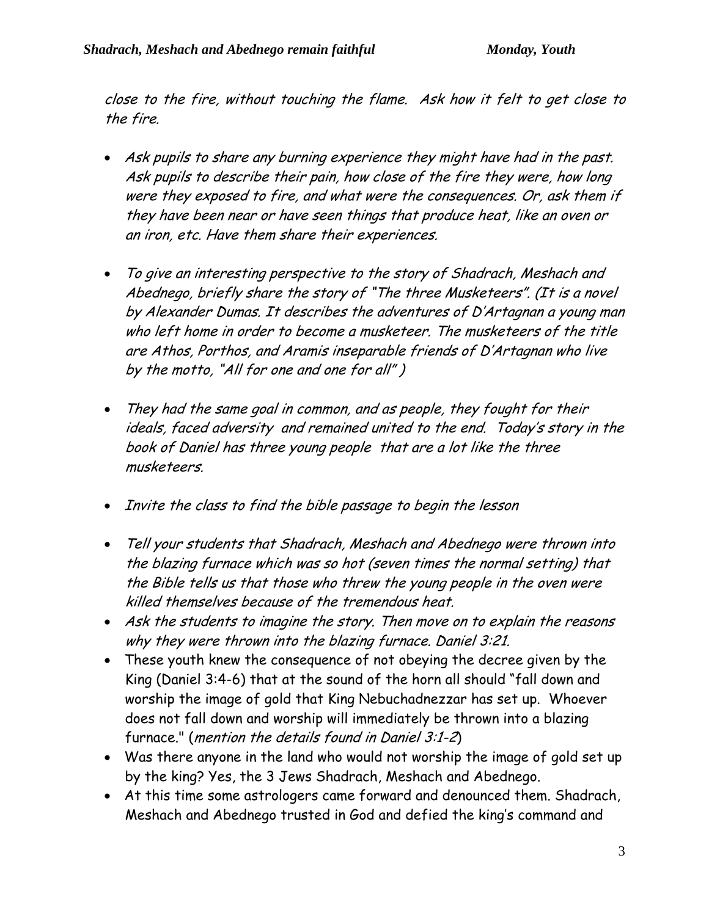*close to the fire, without touching the flame. Ask how it felt to get close to the fire.*

- *Ask pupils to share any burning experience they might have had in the past. Ask pupils to describe their pain, how close of the fire they were, how long were they exposed to fire, and what were the consequences. Or, ask them if they have been near or have seen things that produce heat, like an oven or an iron, etc. Have them share their experiences.*

- *To give an interesting perspective to the story of Shadrach, Meshach and Abednego, briefly share the story of "The three Musketeers". (It is a novel by Alexander Dumas. It describes the adventures of D'Artagnan a young man who left home in order to become a musketeer. The musketeers of the title are Athos, Porthos, and Aramis inseparable friends of D'Artagnan who live by the motto, "All for one and one for all" )*

- *They had the same goal in common, and as people, they fought for their ideals, faced adversity and remained united to the end. Today's story in the book of Daniel has three young people that are a lot like the three musketeers.*

- *Invite the class to find the bible passage to begin the lesson*

- *Tell your students that Shadrach, Meshach and Abednego were thrown into the blazing furnace which was so hot (seven times the normal setting) that the Bible tells us that those who threw the young people in the oven were killed themselves because of the tremendous heat.*
- *Ask the students to imagine the story. Then move on to explain the reasons why they were thrown into the blazing furnace. Daniel 3:21.*
- These youth knew the consequence of not obeying the decree given by the King (Daniel 3:4-6) that at the sound of the horn all should "fall down and worship the image of gold that King Nebuchadnezzar has set up. Whoever does not fall down and worship will immediately be thrown into a blazing furnace." (*mention the details found in Daniel 3:1-2*)
- Was there anyone in the land who would not worship the image of gold set up by the king? Yes, the 3 Jews Shadrach, Meshach and Abednego.
- At this time some astrologers came forward and denounced them. Shadrach, Meshach and Abednego trusted in God and defied the king's command and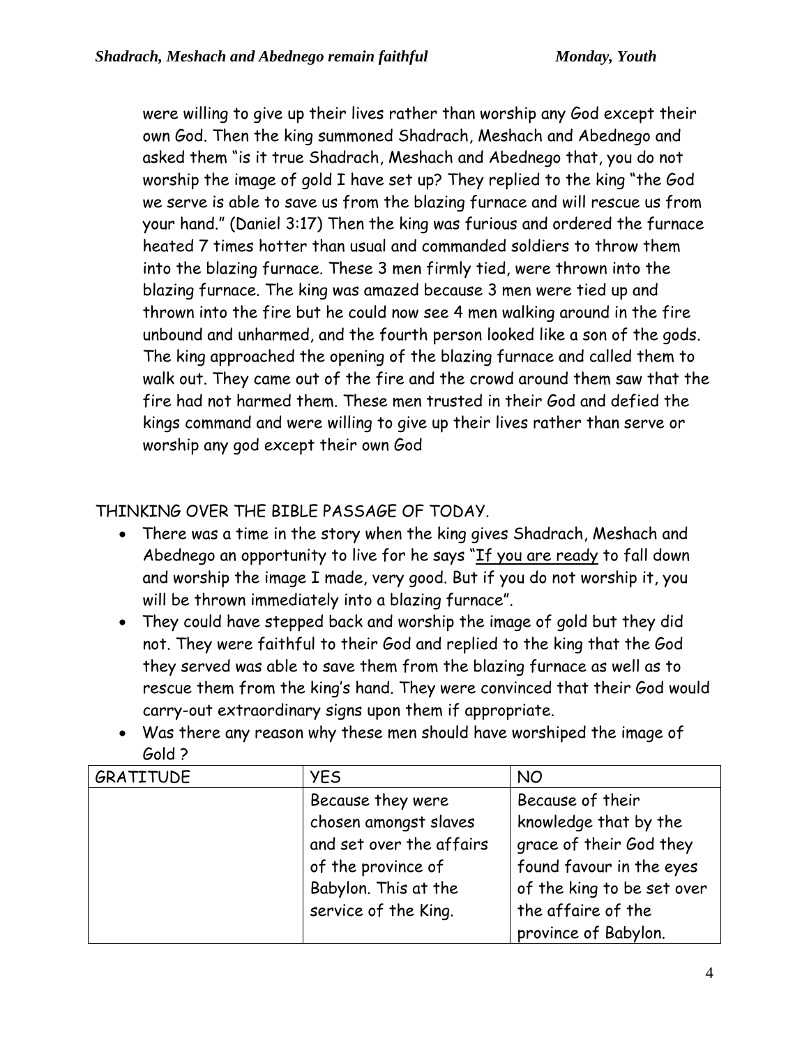were willing to give up their lives rather than worship any God except their own God. Then the king summoned Shadrach, Meshach and Abednego and asked them "is it true Shadrach, Meshach and Abednego that, you do not worship the image of gold I have set up? They replied to the king "the God we serve is able to save us from the blazing furnace and will rescue us from your hand." (Daniel 3:17) Then the king was furious and ordered the furnace heated 7 times hotter than usual and commanded soldiers to throw them into the blazing furnace. These 3 men firmly tied, were thrown into the blazing furnace. The king was amazed because 3 men were tied up and thrown into the fire but he could now see 4 men walking around in the fire unbound and unharmed, and the fourth person looked like a son of the gods. The king approached the opening of the blazing furnace and called them to walk out. They came out of the fire and the crowd around them saw that the fire had not harmed them. These men trusted in their God and defied the kings command and were willing to give up their lives rather than serve or worship any god except their own God

THINKING OVER THE BIBLE PASSAGE OF TODAY.

- There was a time in the story when the king gives Shadrach, Meshach and Abednego an opportunity to live for he says "<u>If you are ready</u> to fall down and worship the image I made, very good. But if you do not worship it, you will be thrown immediately into a blazing furnace".
- They could have stepped back and worship the image of gold but they did not. They were faithful to their God and replied to the king that the God they served was able to save them from the blazing furnace as well as to rescue them from the king's hand. They were convinced that their God would carry-out extraordinary signs upon them if appropriate.
- Was there any reason why these men should have worshiped the image of Gold ?

| GRATITUDE | YES | NO |
|---|---|---|
| | Because they were chosen amongst slaves and set over the affairs of the province of Babylon. This at the service of the King. | Because of their knowledge that by the grace of their God they found favour in the eyes of the king to be set over the affaire of the province of Babylon. |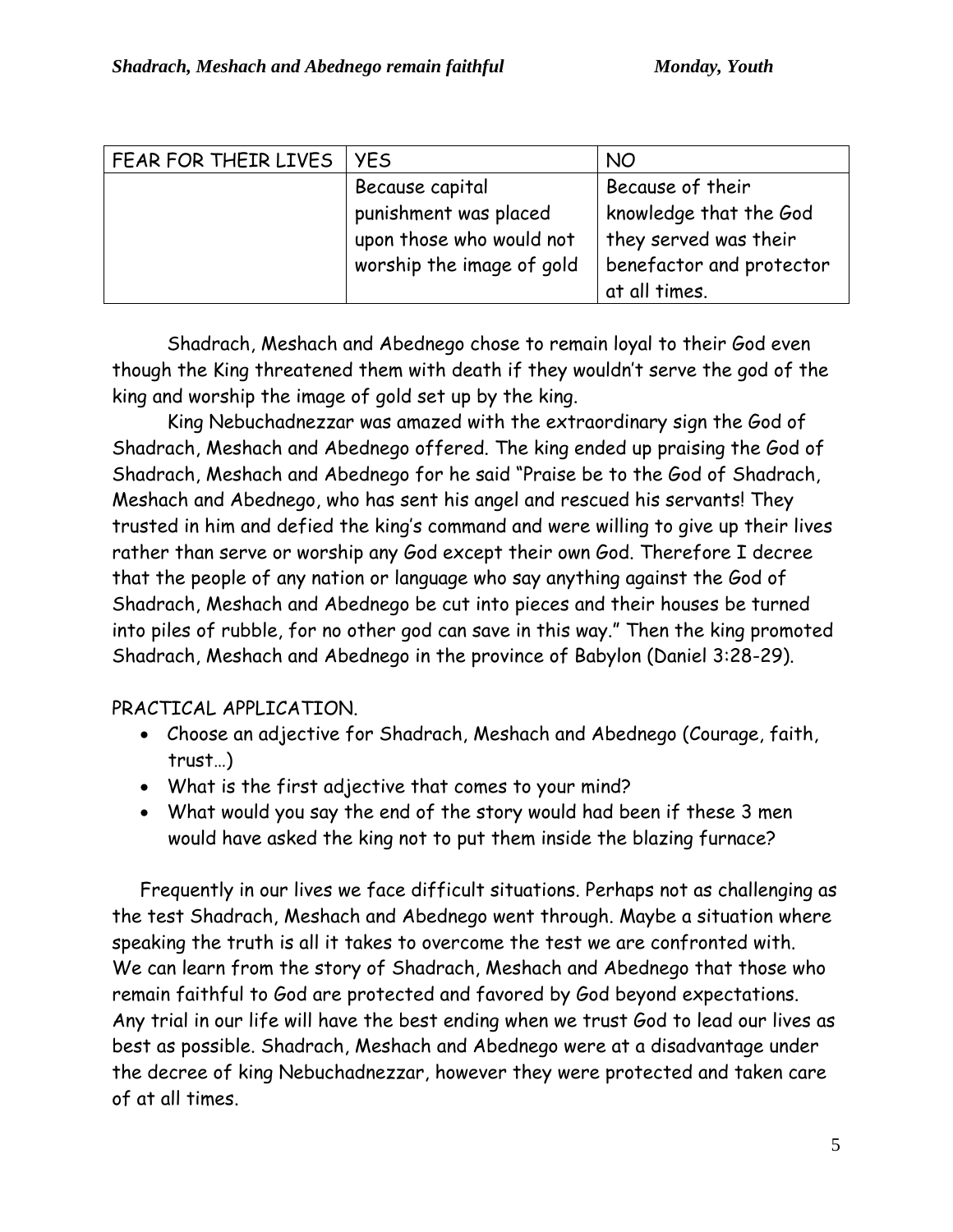| FEAR FOR THEIR LIVES | YES | NO |
|---|---|---|
| | Because capital punishment was placed upon those who would not worship the image of gold | Because of their knowledge that the God they served was their benefactor and protector at all times. |

Shadrach, Meshach and Abednego chose to remain loyal to their God even though the King threatened them with death if they wouldn't serve the god of the king and worship the image of gold set up by the king.

King Nebuchadnezzar was amazed with the extraordinary sign the God of Shadrach, Meshach and Abednego offered. The king ended up praising the God of Shadrach, Meshach and Abednego for he said "Praise be to the God of Shadrach, Meshach and Abednego, who has sent his angel and rescued his servants! They trusted in him and defied the king's command and were willing to give up their lives rather than serve or worship any God except their own God. Therefore I decree that the people of any nation or language who say anything against the God of Shadrach, Meshach and Abednego be cut into pieces and their houses be turned into piles of rubble, for no other god can save in this way." Then the king promoted Shadrach, Meshach and Abednego in the province of Babylon (Daniel 3:28-29).

PRACTICAL APPLICATION.

- Choose an adjective for Shadrach, Meshach and Abednego (Courage, faith, trust…)
- What is the first adjective that comes to your mind?
- What would you say the end of the story would had been if these 3 men would have asked the king not to put them inside the blazing furnace?

Frequently in our lives we face difficult situations. Perhaps not as challenging as the test Shadrach, Meshach and Abednego went through. Maybe a situation where speaking the truth is all it takes to overcome the test we are confronted with. We can learn from the story of Shadrach, Meshach and Abednego that those who remain faithful to God are protected and favored by God beyond expectations. Any trial in our life will have the best ending when we trust God to lead our lives as best as possible. Shadrach, Meshach and Abednego were at a disadvantage under the decree of king Nebuchadnezzar, however they were protected and taken care of at all times.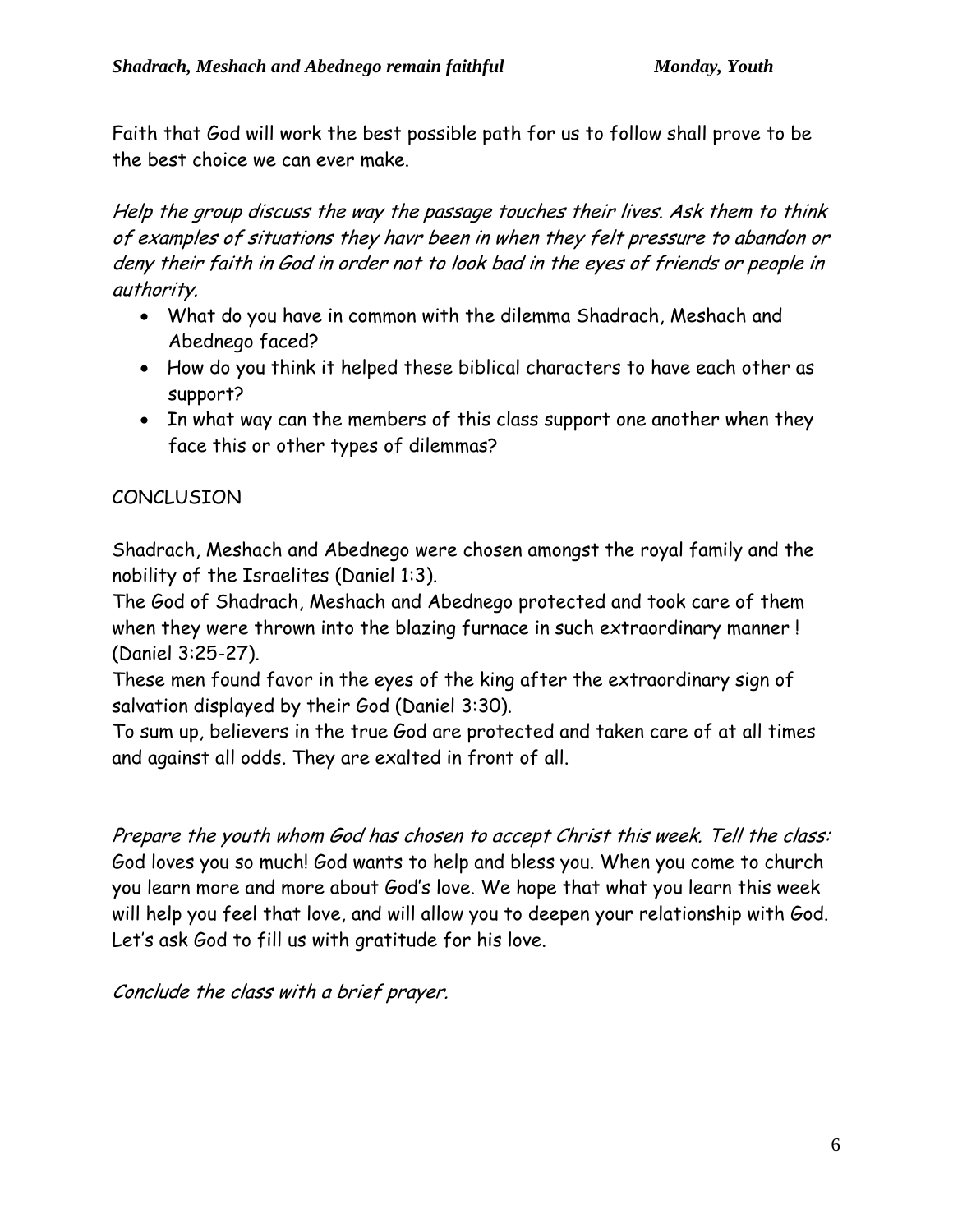Faith that God will work the best possible path for us to follow shall prove to be the best choice we can ever make.

*Help the group discuss the way the passage touches their lives. Ask them to think of examples of situations they havr been in when they felt pressure to abandon or deny their faith in God in order not to look bad in the eyes of friends or people in authority.*

- What do you have in common with the dilemma Shadrach, Meshach and Abednego faced?
- How do you think it helped these biblical characters to have each other as support?
- In what way can the members of this class support one another when they face this or other types of dilemmas?

CONCLUSION

Shadrach, Meshach and Abednego were chosen amongst the royal family and the nobility of the Israelites (Daniel 1:3).
The God of Shadrach, Meshach and Abednego protected and took care of them when they were thrown into the blazing furnace in such extraordinary manner ! (Daniel 3:25-27).
These men found favor in the eyes of the king after the extraordinary sign of salvation displayed by their God (Daniel 3:30).
To sum up, believers in the true God are protected and taken care of at all times and against all odds. They are exalted in front of all.

*Prepare the youth whom God has chosen to accept Christ this week. Tell the class:* God loves you so much! God wants to help and bless you. When you come to church you learn more and more about God's love. We hope that what you learn this week will help you feel that love, and will allow you to deepen your relationship with God. Let's ask God to fill us with gratitude for his love.

*Conclude the class with a brief prayer.*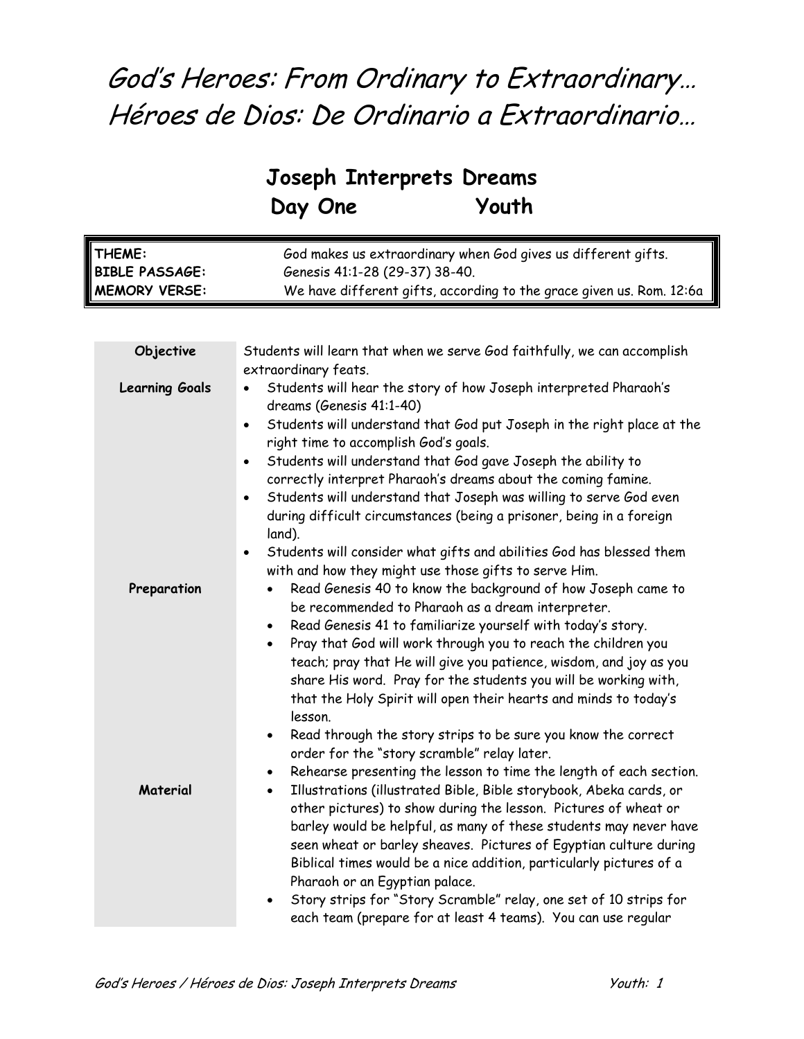# God's Heroes: From Ordinary to Extraordinary…
# Héroes de Dios: De Ordinario a Extraordinario…

## Joseph Interprets Dreams
## Day One Youth

| | |
|---|---|
| **THEME:** | God makes us extraordinary when God gives us different gifts. |
| **BIBLE PASSAGE:** | Genesis 41:1-28 (29-37) 38-40. |
| **MEMORY VERSE:** | We have different gifts, according to the grace given us. Rom. 12:6a |

| | |
|---|---|
| **Objective** | Students will learn that when we serve God faithfully, we can accomplish extraordinary feats. |
| **Learning Goals** | • Students will hear the story of how Joseph interpreted Pharaoh's dreams (Genesis 41:1-40)<br>• Students will understand that God put Joseph in the right place at the right time to accomplish God's goals.<br>• Students will understand that God gave Joseph the ability to correctly interpret Pharaoh's dreams about the coming famine.<br>• Students will understand that Joseph was willing to serve God even during difficult circumstances (being a prisoner, being in a foreign land).<br>• Students will consider what gifts and abilities God has blessed them with and how they might use those gifts to serve Him. |
| **Preparation** | • Read Genesis 40 to know the background of how Joseph came to be recommended to Pharaoh as a dream interpreter.<br>• Read Genesis 41 to familiarize yourself with today's story.<br>• Pray that God will work through you to reach the children you teach; pray that He will give you patience, wisdom, and joy as you share His word. Pray for the students you will be working with, that the Holy Spirit will open their hearts and minds to today's lesson.<br>• Read through the story strips to be sure you know the correct order for the "story scramble" relay later.<br>• Rehearse presenting the lesson to time the length of each section. |
| **Material** | • Illustrations (illustrated Bible, Bible storybook, Abeka cards, or other pictures) to show during the lesson. Pictures of wheat or barley would be helpful, as many of these students may never have seen wheat or barley sheaves. Pictures of Egyptian culture during Biblical times would be a nice addition, particularly pictures of a Pharaoh or an Egyptian palace.<br>• Story strips for "Story Scramble" relay, one set of 10 strips for each team (prepare for at least 4 teams). You can use regular |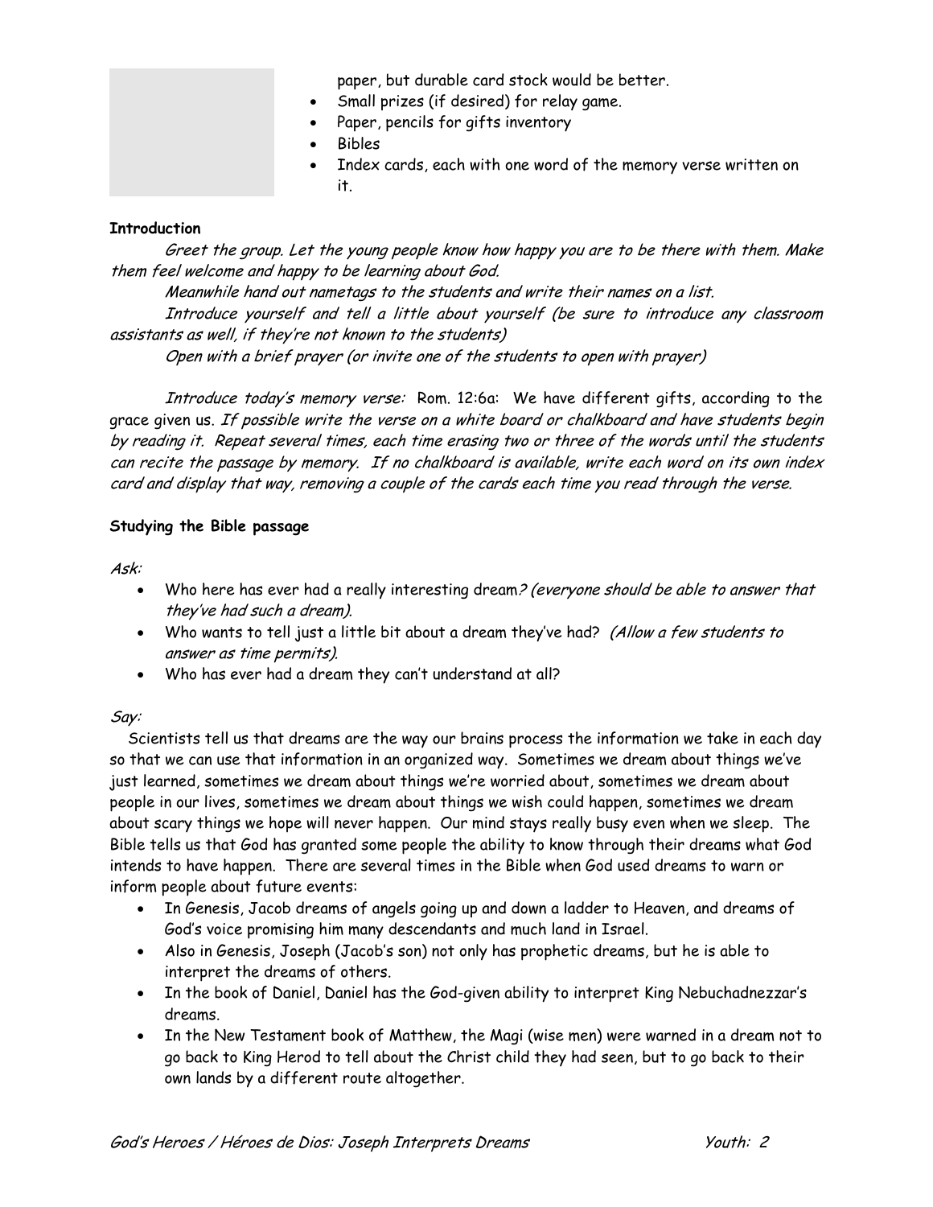paper, but durable card stock would be better.

- Small prizes (if desired) for relay game.
- Paper, pencils for gifts inventory
- Bibles
- Index cards, each with one word of the memory verse written on it.

**Introduction**

*Greet the group. Let the young people know how happy you are to be there with them. Make them feel welcome and happy to be learning about God.*

*Meanwhile hand out nametags to the students and write their names on a list.*

*Introduce yourself and tell a little about yourself (be sure to introduce any classroom assistants as well, if they're not known to the students)*

*Open with a brief prayer (or invite one of the students to open with prayer)*

*Introduce today's memory verse:* Rom. 12:6a: We have different gifts, according to the grace given us. *If possible write the verse on a white board or chalkboard and have students begin by reading it. Repeat several times, each time erasing two or three of the words until the students can recite the passage by memory. If no chalkboard is available, write each word on its own index card and display that way, removing a couple of the cards each time you read through the verse.*

**Studying the Bible passage**

*Ask:*

- Who here has ever had a really interesting dream*? (everyone should be able to answer that they've had such a dream).*
- Who wants to tell just a little bit about a dream they've had? *(Allow a few students to answer as time permits).*
- Who has ever had a dream they can't understand at all?

*Say:*

Scientists tell us that dreams are the way our brains process the information we take in each day so that we can use that information in an organized way. Sometimes we dream about things we've just learned, sometimes we dream about things we're worried about, sometimes we dream about people in our lives, sometimes we dream about things we wish could happen, sometimes we dream about scary things we hope will never happen. Our mind stays really busy even when we sleep. The Bible tells us that God has granted some people the ability to know through their dreams what God intends to have happen. There are several times in the Bible when God used dreams to warn or inform people about future events:

- In Genesis, Jacob dreams of angels going up and down a ladder to Heaven, and dreams of God's voice promising him many descendants and much land in Israel.
- Also in Genesis, Joseph (Jacob's son) not only has prophetic dreams, but he is able to interpret the dreams of others.
- In the book of Daniel, Daniel has the God-given ability to interpret King Nebuchadnezzar's dreams.
- In the New Testament book of Matthew, the Magi (wise men) were warned in a dream not to go back to King Herod to tell about the Christ child they had seen, but to go back to their own lands by a different route altogether.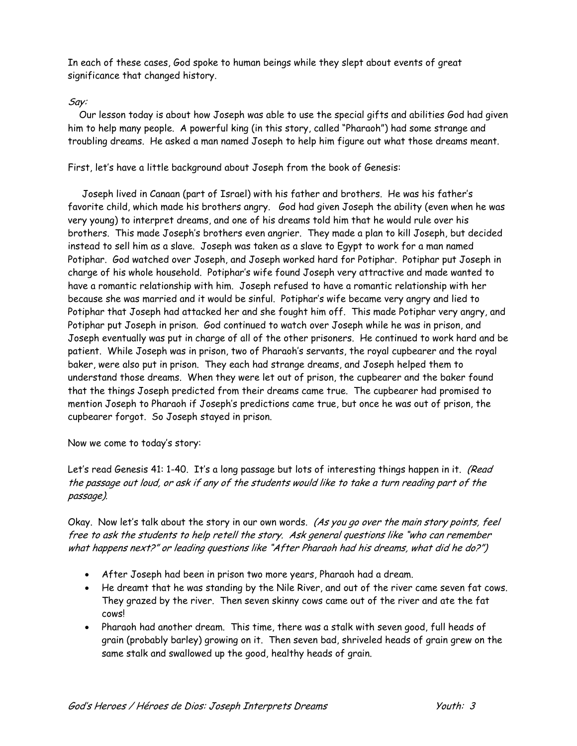In each of these cases, God spoke to human beings while they slept about events of great significance that changed history.

*Say:*

Our lesson today is about how Joseph was able to use the special gifts and abilities God had given him to help many people. A powerful king (in this story, called "Pharaoh") had some strange and troubling dreams. He asked a man named Joseph to help him figure out what those dreams meant.

First, let's have a little background about Joseph from the book of Genesis:

Joseph lived in Canaan (part of Israel) with his father and brothers. He was his father's favorite child, which made his brothers angry. God had given Joseph the ability (even when he was very young) to interpret dreams, and one of his dreams told him that he would rule over his brothers. This made Joseph's brothers even angrier. They made a plan to kill Joseph, but decided instead to sell him as a slave. Joseph was taken as a slave to Egypt to work for a man named Potiphar. God watched over Joseph, and Joseph worked hard for Potiphar. Potiphar put Joseph in charge of his whole household. Potiphar's wife found Joseph very attractive and made wanted to have a romantic relationship with him. Joseph refused to have a romantic relationship with her because she was married and it would be sinful. Potiphar's wife became very angry and lied to Potiphar that Joseph had attacked her and she fought him off. This made Potiphar very angry, and Potiphar put Joseph in prison. God continued to watch over Joseph while he was in prison, and Joseph eventually was put in charge of all of the other prisoners. He continued to work hard and be patient. While Joseph was in prison, two of Pharaoh's servants, the royal cupbearer and the royal baker, were also put in prison. They each had strange dreams, and Joseph helped them to understand those dreams. When they were let out of prison, the cupbearer and the baker found that the things Joseph predicted from their dreams came true. The cupbearer had promised to mention Joseph to Pharaoh if Joseph's predictions came true, but once he was out of prison, the cupbearer forgot. So Joseph stayed in prison.

Now we come to today's story:

Let's read Genesis 41: 1-40. It's a long passage but lots of interesting things happen in it. *(Read the passage out loud, or ask if any of the students would like to take a turn reading part of the passage).*

Okay. Now let's talk about the story in our own words. *(As you go over the main story points, feel free to ask the students to help retell the story. Ask general questions like "who can remember what happens next?" or leading questions like "After Pharaoh had his dreams, what did he do?")*

- After Joseph had been in prison two more years, Pharaoh had a dream.
- He dreamt that he was standing by the Nile River, and out of the river came seven fat cows. They grazed by the river. Then seven skinny cows came out of the river and ate the fat cows!
- Pharaoh had another dream. This time, there was a stalk with seven good, full heads of grain (probably barley) growing on it. Then seven bad, shriveled heads of grain grew on the same stalk and swallowed up the good, healthy heads of grain.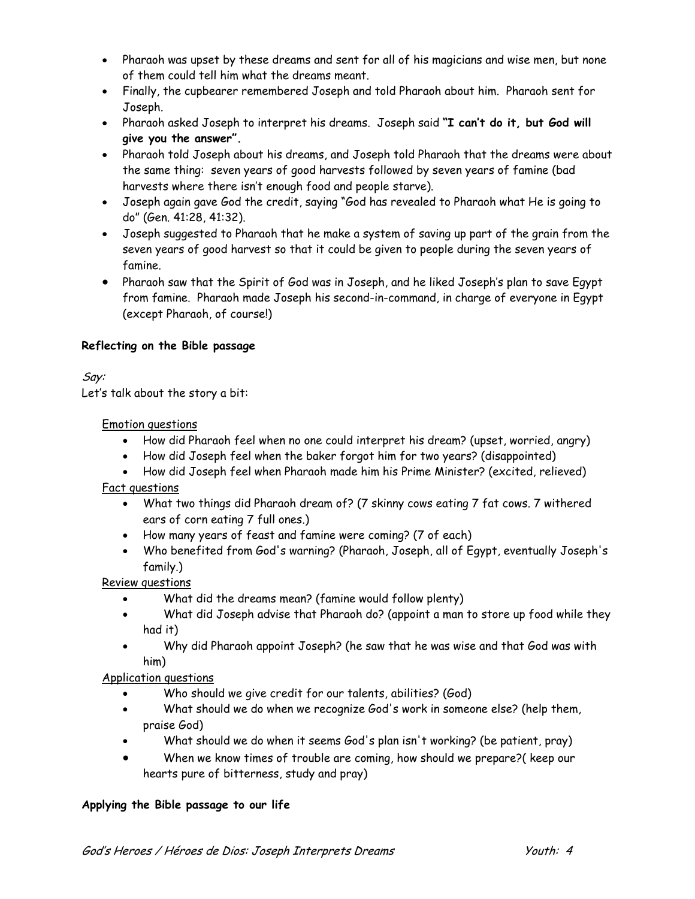- Pharaoh was upset by these dreams and sent for all of his magicians and wise men, but none of them could tell him what the dreams meant.
- Finally, the cupbearer remembered Joseph and told Pharaoh about him. Pharaoh sent for Joseph.
- Pharaoh asked Joseph to interpret his dreams. Joseph said **"I can't do it, but God will give you the answer".**
- Pharaoh told Joseph about his dreams, and Joseph told Pharaoh that the dreams were about the same thing: seven years of good harvests followed by seven years of famine (bad harvests where there isn't enough food and people starve).
- Joseph again gave God the credit, saying "God has revealed to Pharaoh what He is going to do" (Gen. 41:28, 41:32).
- Joseph suggested to Pharaoh that he make a system of saving up part of the grain from the seven years of good harvest so that it could be given to people during the seven years of famine.
- Pharaoh saw that the Spirit of God was in Joseph, and he liked Joseph's plan to save Egypt from famine. Pharaoh made Joseph his second-in-command, in charge of everyone in Egypt (except Pharaoh, of course!)

**Reflecting on the Bible passage**

*Say:*
Let's talk about the story a bit:

Emotion questions
- How did Pharaoh feel when no one could interpret his dream? (upset, worried, angry)
- How did Joseph feel when the baker forgot him for two years? (disappointed)
- How did Joseph feel when Pharaoh made him his Prime Minister? (excited, relieved)

Fact questions
- What two things did Pharaoh dream of? (7 skinny cows eating 7 fat cows. 7 withered ears of corn eating 7 full ones.)
- How many years of feast and famine were coming? (7 of each)
- Who benefited from God's warning? (Pharaoh, Joseph, all of Egypt, eventually Joseph's family.)

Review questions
- What did the dreams mean? (famine would follow plenty)
- What did Joseph advise that Pharaoh do? (appoint a man to store up food while they had it)
- Why did Pharaoh appoint Joseph? (he saw that he was wise and that God was with him)

Application questions
- Who should we give credit for our talents, abilities? (God)
- What should we do when we recognize God's work in someone else? (help them, praise God)
- What should we do when it seems God's plan isn't working? (be patient, pray)
- When we know times of trouble are coming, how should we prepare?( keep our hearts pure of bitterness, study and pray)

**Applying the Bible passage to our life**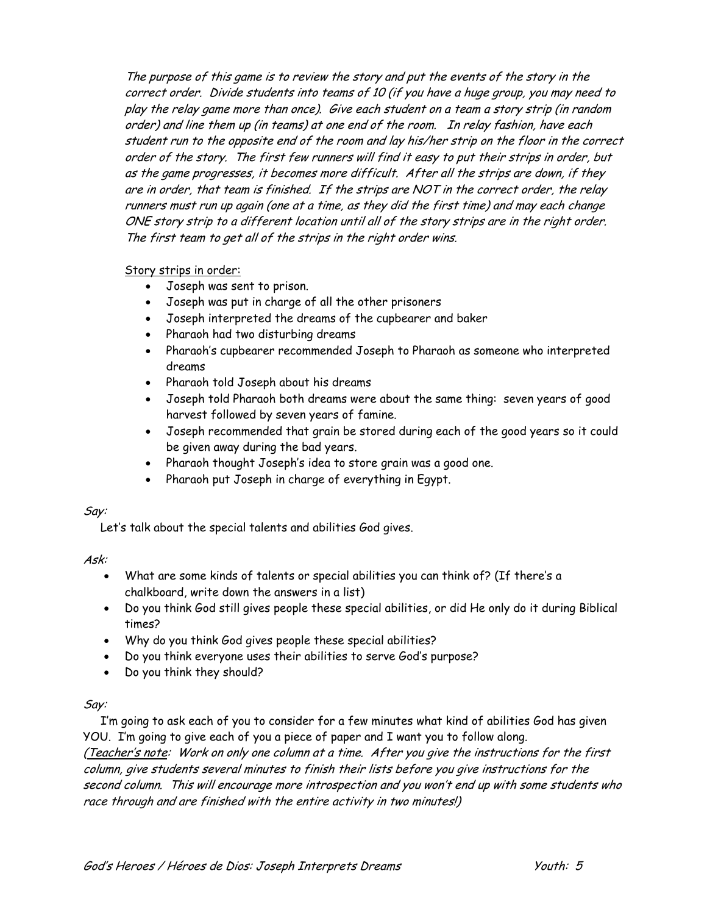*The purpose of this game is to review the story and put the events of the story in the correct order. Divide students into teams of 10 (if you have a huge group, you may need to play the relay game more than once). Give each student on a team a story strip (in random order) and line them up (in teams) at one end of the room. In relay fashion, have each student run to the opposite end of the room and lay his/her strip on the floor in the correct order of the story. The first few runners will find it easy to put their strips in order, but as the game progresses, it becomes more difficult. After all the strips are down, if they are in order, that team is finished. If the strips are NOT in the correct order, the relay runners must run up again (one at a time, as they did the first time) and may each change ONE story strip to a different location until all of the story strips are in the right order. The first team to get all of the strips in the right order wins.*

<u>Story strips in order:</u>

- Joseph was sent to prison.
- Joseph was put in charge of all the other prisoners
- Joseph interpreted the dreams of the cupbearer and baker
- Pharaoh had two disturbing dreams
- Pharaoh's cupbearer recommended Joseph to Pharaoh as someone who interpreted dreams
- Pharaoh told Joseph about his dreams
- Joseph told Pharaoh both dreams were about the same thing: seven years of good harvest followed by seven years of famine.
- Joseph recommended that grain be stored during each of the good years so it could be given away during the bad years.
- Pharaoh thought Joseph's idea to store grain was a good one.
- Pharaoh put Joseph in charge of everything in Egypt.

*Say:*

Let's talk about the special talents and abilities God gives.

*Ask:*

- What are some kinds of talents or special abilities you can think of? (If there's a chalkboard, write down the answers in a list)
- Do you think God still gives people these special abilities, or did He only do it during Biblical times?
- Why do you think God gives people these special abilities?
- Do you think everyone uses their abilities to serve God's purpose?
- Do you think they should?

*Say:*

I'm going to ask each of you to consider for a few minutes what kind of abilities God has given YOU. I'm going to give each of you a piece of paper and I want you to follow along.

*(<u>Teacher's note</u>: Work on only one column at a time. After you give the instructions for the first column, give students several minutes to finish their lists before you give instructions for the second column. This will encourage more introspection and you won't end up with some students who race through and are finished with the entire activity in two minutes!)*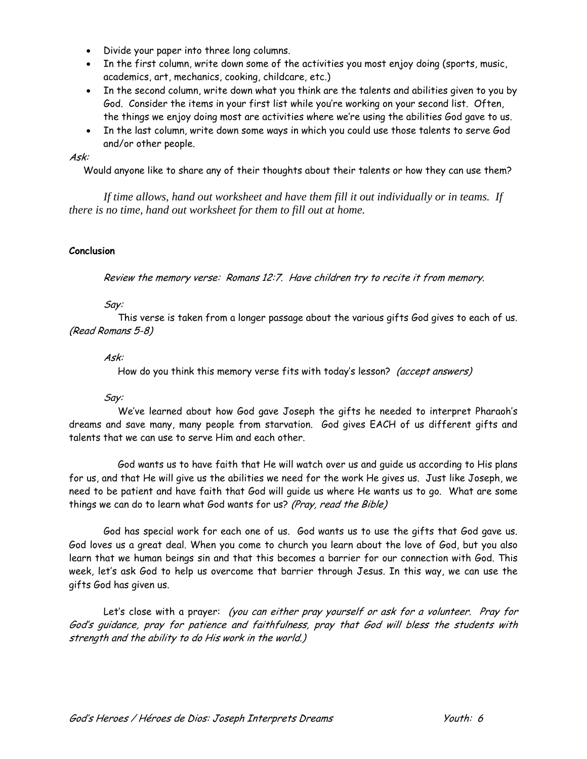- Divide your paper into three long columns.
- In the first column, write down some of the activities you most enjoy doing (sports, music, academics, art, mechanics, cooking, childcare, etc.)
- In the second column, write down what you think are the talents and abilities given to you by God. Consider the items in your first list while you're working on your second list. Often, the things we enjoy doing most are activities where we're using the abilities God gave to us.
- In the last column, write down some ways in which you could use those talents to serve God and/or other people.

*Ask:*

Would anyone like to share any of their thoughts about their talents or how they can use them?

*If time allows, hand out worksheet and have them fill it out individually or in teams. If there is no time, hand out worksheet for them to fill out at home.*

**Conclusion**

*Review the memory verse: Romans 12:7. Have children try to recite it from memory.*

*Say:*

This verse is taken from a longer passage about the various gifts God gives to each of us. *(Read Romans 5-8)*

*Ask:*

How do you think this memory verse fits with today's lesson? *(accept answers)*

*Say:*

We've learned about how God gave Joseph the gifts he needed to interpret Pharaoh's dreams and save many, many people from starvation. God gives EACH of us different gifts and talents that we can use to serve Him and each other.

God wants us to have faith that He will watch over us and guide us according to His plans for us, and that He will give us the abilities we need for the work He gives us. Just like Joseph, we need to be patient and have faith that God will guide us where He wants us to go. What are some things we can do to learn what God wants for us? *(Pray, read the Bible)*

God has special work for each one of us. God wants us to use the gifts that God gave us. God loves us a great deal. When you come to church you learn about the love of God, but you also learn that we human beings sin and that this becomes a barrier for our connection with God. This week, let's ask God to help us overcome that barrier through Jesus. In this way, we can use the gifts God has given us.

Let's close with a prayer: *(you can either pray yourself or ask for a volunteer. Pray for God's guidance, pray for patience and faithfulness, pray that God will bless the students with strength and the ability to do His work in the world.)*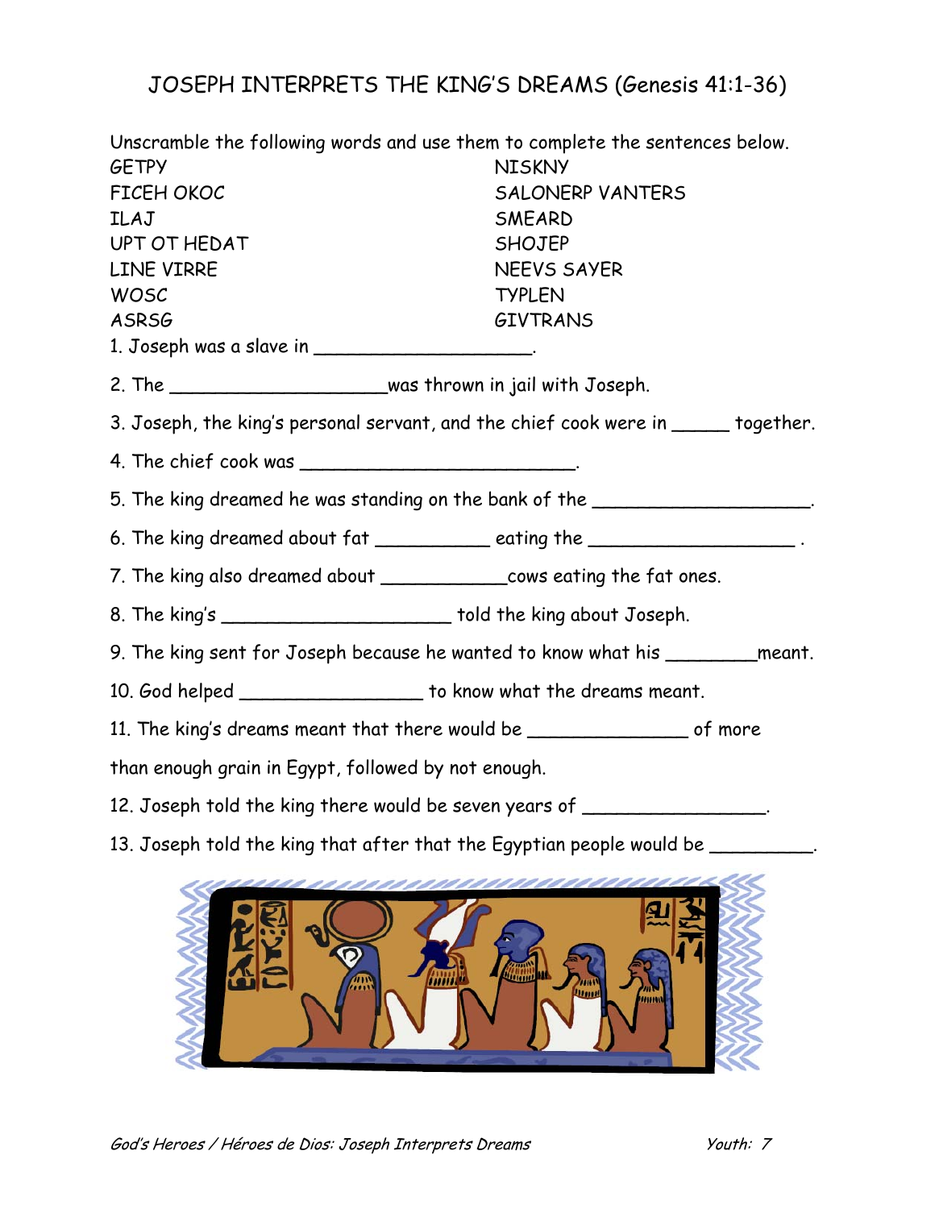# JOSEPH INTERPRETS THE KING'S DREAMS (Genesis 41:1-36)

Unscramble the following words and use them to complete the sentences below.

| | |
|---|---|
| GETPY | NISKNY |
| FICEH OKOC | SALONERP VANTERS |
| ILAJ | SMEARD |
| UPT OT HEDAT | SHOJEP |
| LINE VIRRE | NEEVS SAYER |
| WOSC | TYPLEN |
| ASRSG | GIVTRANS |

1. Joseph was a slave in ___________________.

2. The ___________________was thrown in jail with Joseph.

3. Joseph, the king's personal servant, and the chief cook were in _____ together.

4. The chief cook was ________________________.

5. The king dreamed he was standing on the bank of the ___________________.

6. The king dreamed about fat __________ eating the __________________ .

7. The king also dreamed about ___________cows eating the fat ones.

8. The king's ____________________ told the king about Joseph.

9. The king sent for Joseph because he wanted to know what his ________meant.

10. God helped ________________ to know what the dreams meant.

11. The king's dreams meant that there would be ______________ of more than enough grain in Egypt, followed by not enough.

12. Joseph told the king there would be seven years of ________________.

13. Joseph told the king that after that the Egyptian people would be _________.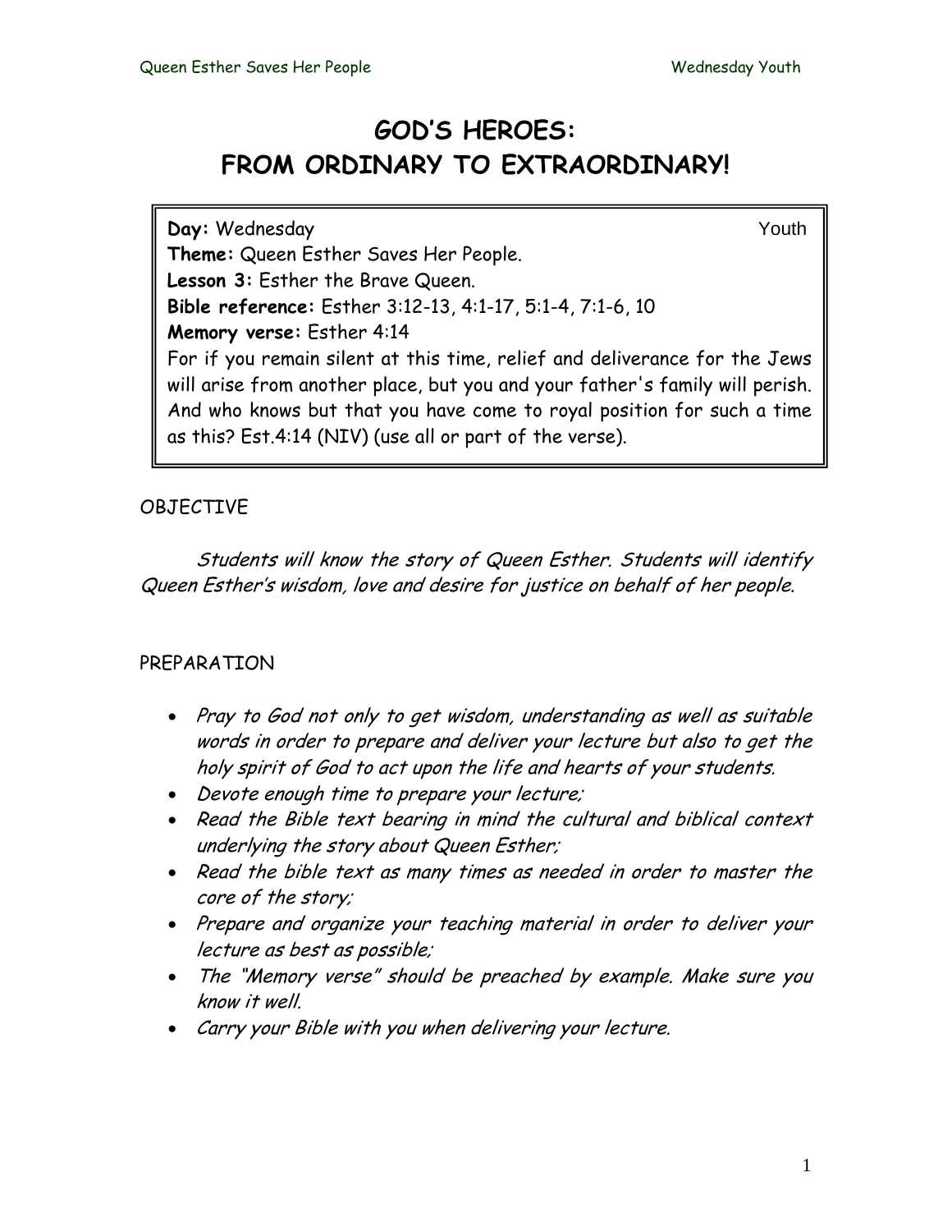# GOD'S HEROES: FROM ORDINARY TO EXTRAORDINARY!

**Day:** Wednesday Youth
**Theme:** Queen Esther Saves Her People.
**Lesson 3:** Esther the Brave Queen.
**Bible reference:** Esther 3:12-13, 4:1-17, 5:1-4, 7:1-6, 10
**Memory verse:** Esther 4:14
For if you remain silent at this time, relief and deliverance for the Jews will arise from another place, but you and your father's family will perish. And who knows but that you have come to royal position for such a time as this? Est.4:14 (NIV) (use all or part of the verse).

OBJECTIVE

*Students will know the story of Queen Esther. Students will identify Queen Esther's wisdom, love and desire for justice on behalf of her people.*

PREPARATION

- *Pray to God not only to get wisdom, understanding as well as suitable words in order to prepare and deliver your lecture but also to get the holy spirit of God to act upon the life and hearts of your students.*
- *Devote enough time to prepare your lecture;*
- *Read the Bible text bearing in mind the cultural and biblical context underlying the story about Queen Esther;*
- *Read the bible text as many times as needed in order to master the core of the story;*
- *Prepare and organize your teaching material in order to deliver your lecture as best as possible;*
- *The "Memory verse" should be preached by example. Make sure you know it well.*
- *Carry your Bible with you when delivering your lecture.*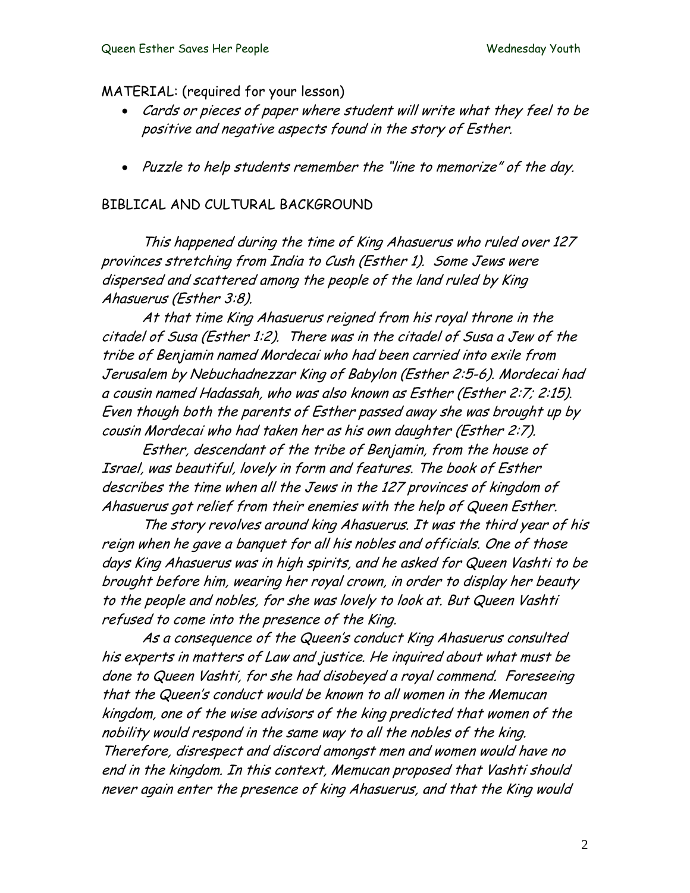MATERIAL: (required for your lesson)

- *Cards or pieces of paper where student will write what they feel to be positive and negative aspects found in the story of Esther.*
- *Puzzle to help students remember the "line to memorize" of the day.*

BIBLICAL AND CULTURAL BACKGROUND

*This happened during the time of King Ahasuerus who ruled over 127 provinces stretching from India to Cush (Esther 1). Some Jews were dispersed and scattered among the people of the land ruled by King Ahasuerus (Esther 3:8).*

*At that time King Ahasuerus reigned from his royal throne in the citadel of Susa (Esther 1:2). There was in the citadel of Susa a Jew of the tribe of Benjamin named Mordecai who had been carried into exile from Jerusalem by Nebuchadnezzar King of Babylon (Esther 2:5-6). Mordecai had a cousin named Hadassah, who was also known as Esther (Esther 2:7; 2:15). Even though both the parents of Esther passed away she was brought up by cousin Mordecai who had taken her as his own daughter (Esther 2:7).*

*Esther, descendant of the tribe of Benjamin, from the house of Israel, was beautiful, lovely in form and features. The book of Esther describes the time when all the Jews in the 127 provinces of kingdom of Ahasuerus got relief from their enemies with the help of Queen Esther.*

*The story revolves around king Ahasuerus. It was the third year of his reign when he gave a banquet for all his nobles and officials. One of those days King Ahasuerus was in high spirits, and he asked for Queen Vashti to be brought before him, wearing her royal crown, in order to display her beauty to the people and nobles, for she was lovely to look at. But Queen Vashti refused to come into the presence of the King.*

*As a consequence of the Queen's conduct King Ahasuerus consulted his experts in matters of Law and justice. He inquired about what must be done to Queen Vashti, for she had disobeyed a royal commend. Foreseeing that the Queen's conduct would be known to all women in the Memucan kingdom, one of the wise advisors of the king predicted that women of the nobility would respond in the same way to all the nobles of the king. Therefore, disrespect and discord amongst men and women would have no end in the kingdom. In this context, Memucan proposed that Vashti should never again enter the presence of king Ahasuerus, and that the King would*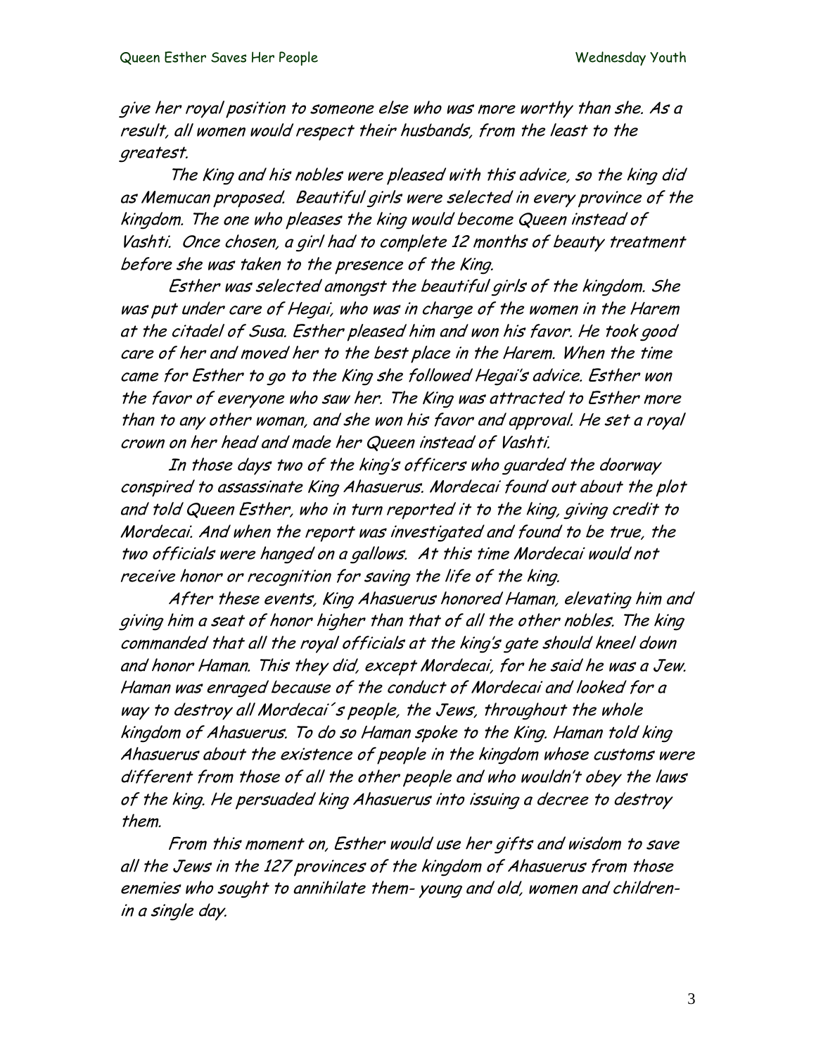*give her royal position to someone else who was more worthy than she. As a result, all women would respect their husbands, from the least to the greatest.*

*The King and his nobles were pleased with this advice, so the king did as Memucan proposed. Beautiful girls were selected in every province of the kingdom. The one who pleases the king would become Queen instead of Vashti. Once chosen, a girl had to complete 12 months of beauty treatment before she was taken to the presence of the King.*

*Esther was selected amongst the beautiful girls of the kingdom. She was put under care of Hegai, who was in charge of the women in the Harem at the citadel of Susa. Esther pleased him and won his favor. He took good care of her and moved her to the best place in the Harem. When the time came for Esther to go to the King she followed Hegai's advice. Esther won the favor of everyone who saw her. The King was attracted to Esther more than to any other woman, and she won his favor and approval. He set a royal crown on her head and made her Queen instead of Vashti.*

*In those days two of the king's officers who guarded the doorway conspired to assassinate King Ahasuerus. Mordecai found out about the plot and told Queen Esther, who in turn reported it to the king, giving credit to Mordecai. And when the report was investigated and found to be true, the two officials were hanged on a gallows. At this time Mordecai would not receive honor or recognition for saving the life of the king.*

*After these events, King Ahasuerus honored Haman, elevating him and giving him a seat of honor higher than that of all the other nobles. The king commanded that all the royal officials at the king's gate should kneel down and honor Haman. This they did, except Mordecai, for he said he was a Jew. Haman was enraged because of the conduct of Mordecai and looked for a way to destroy all Mordecai´s people, the Jews, throughout the whole kingdom of Ahasuerus. To do so Haman spoke to the King. Haman told king Ahasuerus about the existence of people in the kingdom whose customs were different from those of all the other people and who wouldn't obey the laws of the king. He persuaded king Ahasuerus into issuing a decree to destroy them.*

*From this moment on, Esther would use her gifts and wisdom to save all the Jews in the 127 provinces of the kingdom of Ahasuerus from those enemies who sought to annihilate them- young and old, women and children- in a single day.*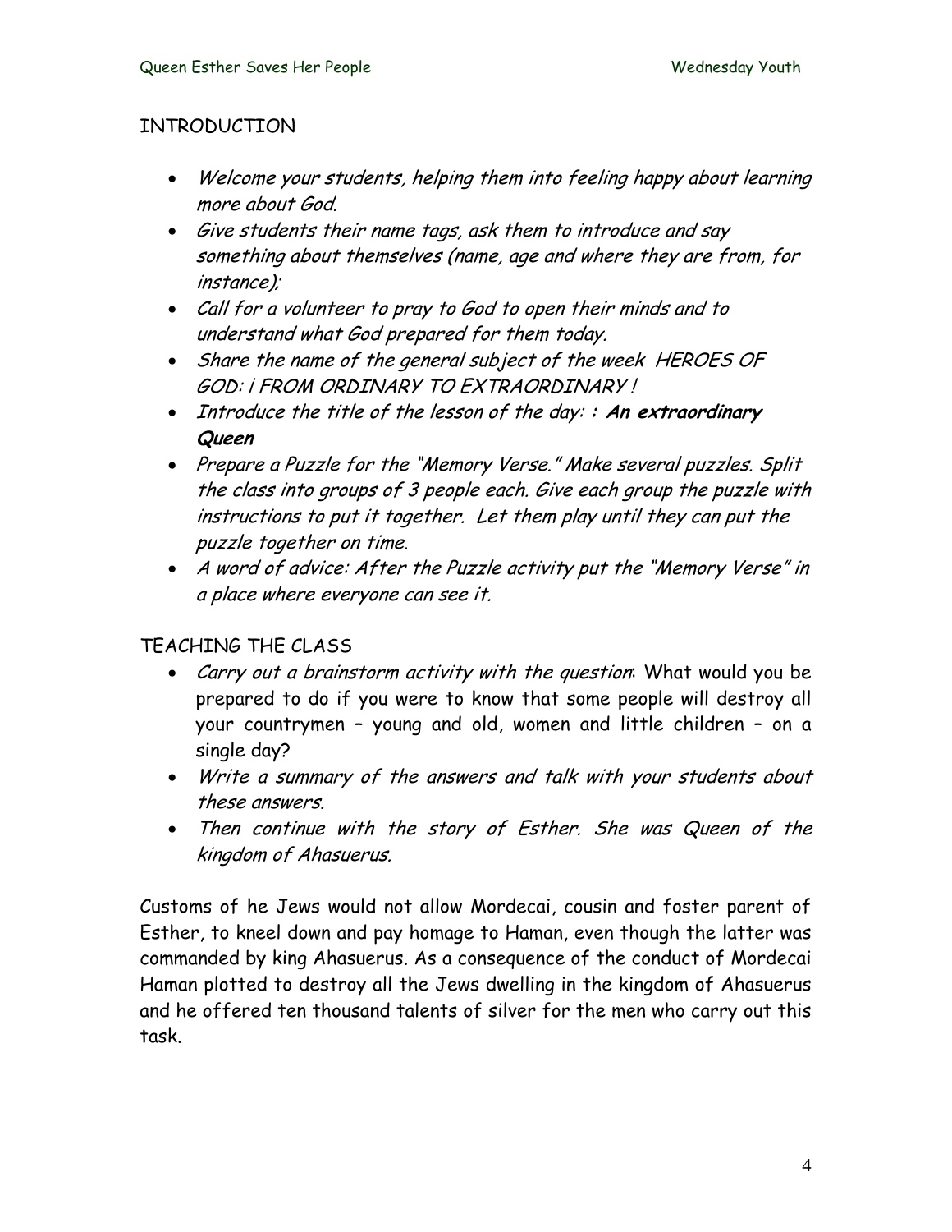## INTRODUCTION

- *Welcome your students, helping them into feeling happy about learning more about God.*
- *Give students their name tags, ask them to introduce and say something about themselves (name, age and where they are from, for instance);*
- *Call for a volunteer to pray to God to open their minds and to understand what God prepared for them today.*
- *Share the name of the general subject of the week HEROES OF GOD: ¡ FROM ORDINARY TO EXTRAORDINARY !*
- *Introduce the title of the lesson of the day:* ***: An extraordinary Queen***
- *Prepare a Puzzle for the "Memory Verse." Make several puzzles. Split the class into groups of 3 people each. Give each group the puzzle with instructions to put it together. Let them play until they can put the puzzle together on time.*
- *A word of advice: After the Puzzle activity put the "Memory Verse" in a place where everyone can see it.*

## TEACHING THE CLASS

- *Carry out a brainstorm activity with the question*: What would you be prepared to do if you were to know that some people will destroy all your countrymen – young and old, women and little children – on a single day?
- *Write a summary of the answers and talk with your students about these answers.*
- *Then continue with the story of Esther. She was Queen of the kingdom of Ahasuerus.*

Customs of he Jews would not allow Mordecai, cousin and foster parent of Esther, to kneel down and pay homage to Haman, even though the latter was commanded by king Ahasuerus. As a consequence of the conduct of Mordecai Haman plotted to destroy all the Jews dwelling in the kingdom of Ahasuerus and he offered ten thousand talents of silver for the men who carry out this task.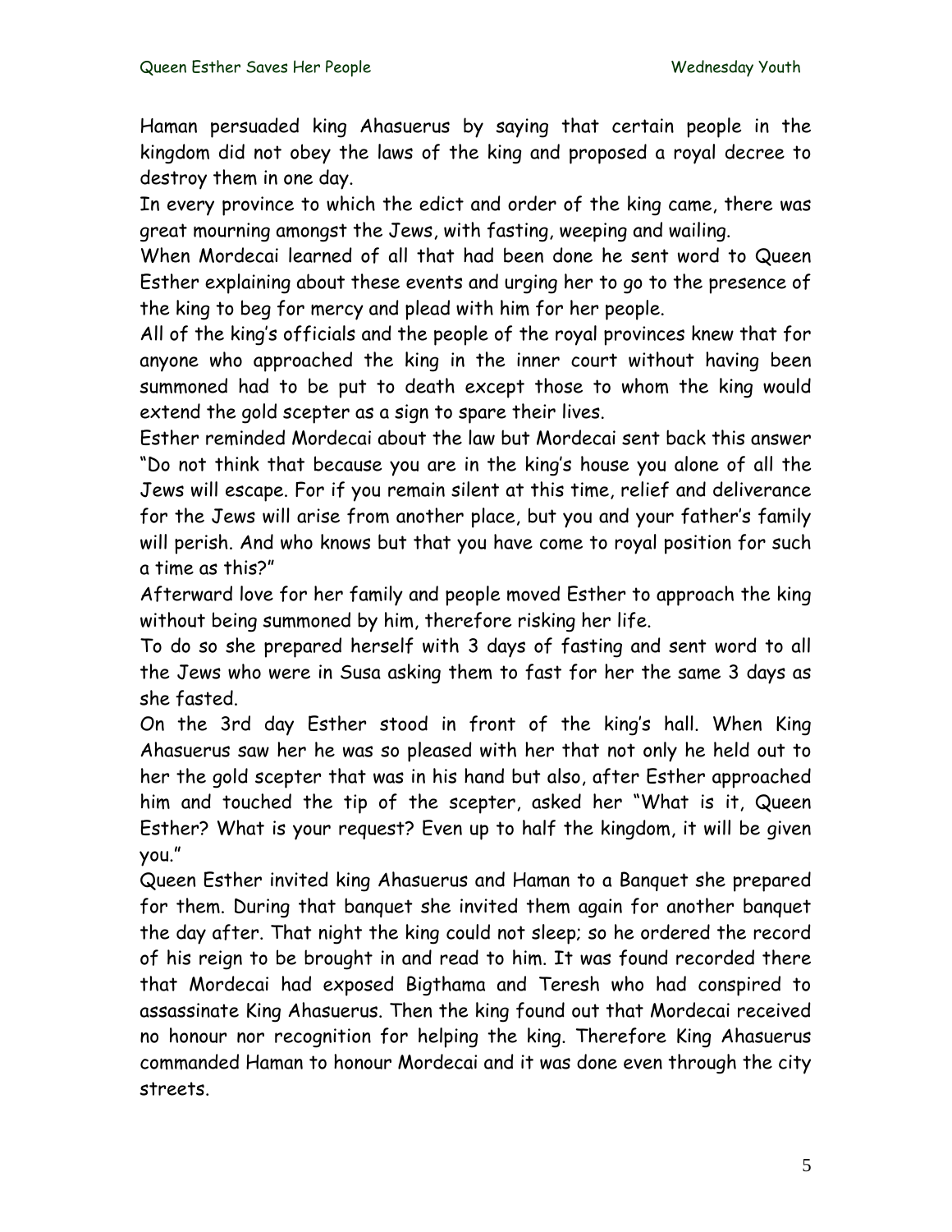Haman persuaded king Ahasuerus by saying that certain people in the kingdom did not obey the laws of the king and proposed a royal decree to destroy them in one day.

In every province to which the edict and order of the king came, there was great mourning amongst the Jews, with fasting, weeping and wailing.

When Mordecai learned of all that had been done he sent word to Queen Esther explaining about these events and urging her to go to the presence of the king to beg for mercy and plead with him for her people.

All of the king's officials and the people of the royal provinces knew that for anyone who approached the king in the inner court without having been summoned had to be put to death except those to whom the king would extend the gold scepter as a sign to spare their lives.

Esther reminded Mordecai about the law but Mordecai sent back this answer "Do not think that because you are in the king's house you alone of all the Jews will escape. For if you remain silent at this time, relief and deliverance for the Jews will arise from another place, but you and your father's family will perish. And who knows but that you have come to royal position for such a time as this?"

Afterward love for her family and people moved Esther to approach the king without being summoned by him, therefore risking her life.

To do so she prepared herself with 3 days of fasting and sent word to all the Jews who were in Susa asking them to fast for her the same 3 days as she fasted.

On the 3rd day Esther stood in front of the king's hall. When King Ahasuerus saw her he was so pleased with her that not only he held out to her the gold scepter that was in his hand but also, after Esther approached him and touched the tip of the scepter, asked her "What is it, Queen Esther? What is your request? Even up to half the kingdom, it will be given you."

Queen Esther invited king Ahasuerus and Haman to a Banquet she prepared for them. During that banquet she invited them again for another banquet the day after. That night the king could not sleep; so he ordered the record of his reign to be brought in and read to him. It was found recorded there that Mordecai had exposed Bigthama and Teresh who had conspired to assassinate King Ahasuerus. Then the king found out that Mordecai received no honour nor recognition for helping the king. Therefore King Ahasuerus commanded Haman to honour Mordecai and it was done even through the city streets.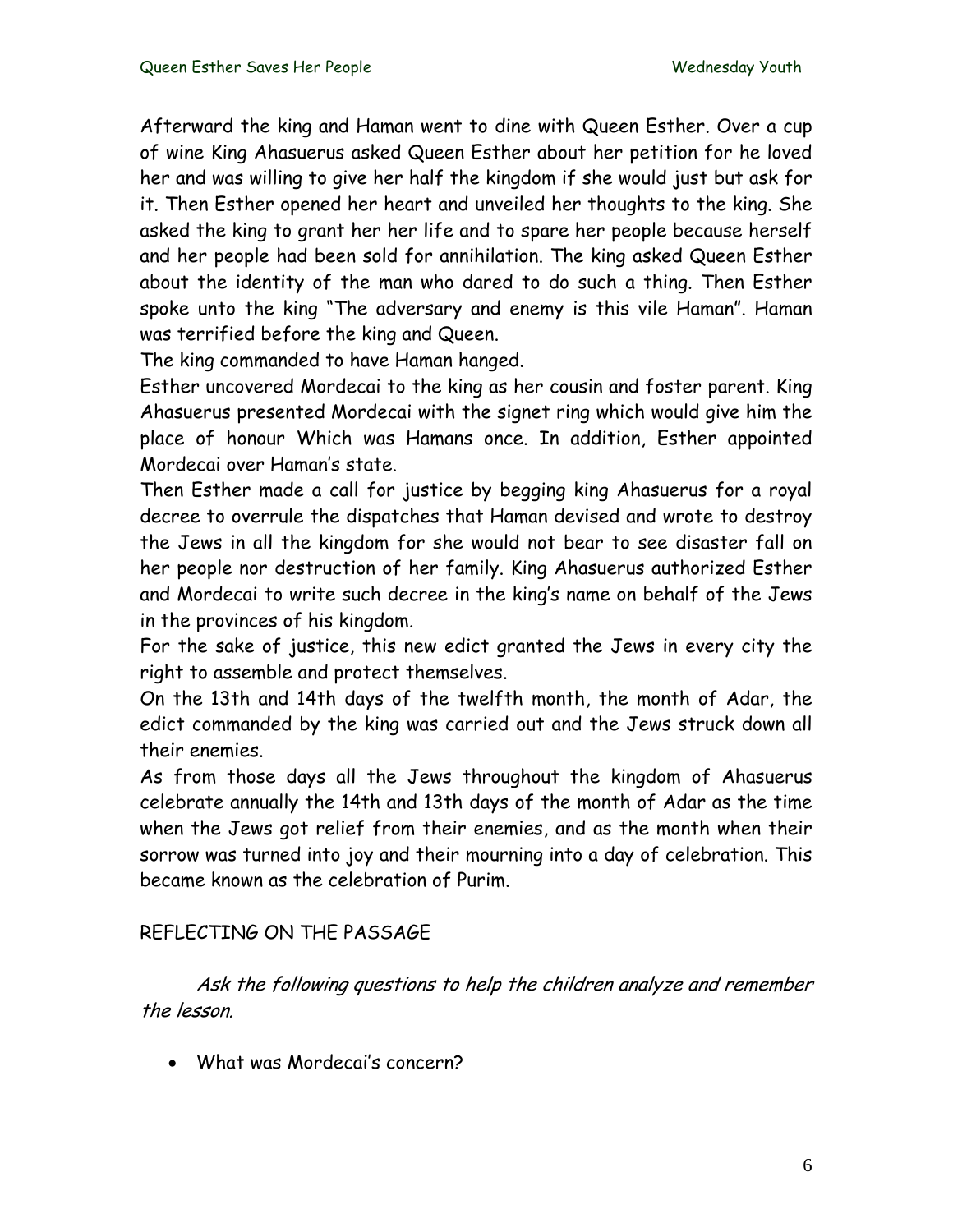Afterward the king and Haman went to dine with Queen Esther. Over a cup of wine King Ahasuerus asked Queen Esther about her petition for he loved her and was willing to give her half the kingdom if she would just but ask for it. Then Esther opened her heart and unveiled her thoughts to the king. She asked the king to grant her her life and to spare her people because herself and her people had been sold for annihilation. The king asked Queen Esther about the identity of the man who dared to do such a thing. Then Esther spoke unto the king "The adversary and enemy is this vile Haman". Haman was terrified before the king and Queen.

The king commanded to have Haman hanged.

Esther uncovered Mordecai to the king as her cousin and foster parent. King Ahasuerus presented Mordecai with the signet ring which would give him the place of honour Which was Hamans once. In addition, Esther appointed Mordecai over Haman's state.

Then Esther made a call for justice by begging king Ahasuerus for a royal decree to overrule the dispatches that Haman devised and wrote to destroy the Jews in all the kingdom for she would not bear to see disaster fall on her people nor destruction of her family. King Ahasuerus authorized Esther and Mordecai to write such decree in the king's name on behalf of the Jews in the provinces of his kingdom.

For the sake of justice, this new edict granted the Jews in every city the right to assemble and protect themselves.

On the 13th and 14th days of the twelfth month, the month of Adar, the edict commanded by the king was carried out and the Jews struck down all their enemies.

As from those days all the Jews throughout the kingdom of Ahasuerus celebrate annually the 14th and 13th days of the month of Adar as the time when the Jews got relief from their enemies, and as the month when their sorrow was turned into joy and their mourning into a day of celebration. This became known as the celebration of Purim.

REFLECTING ON THE PASSAGE

*Ask the following questions to help the children analyze and remember the lesson.*

- What was Mordecai's concern?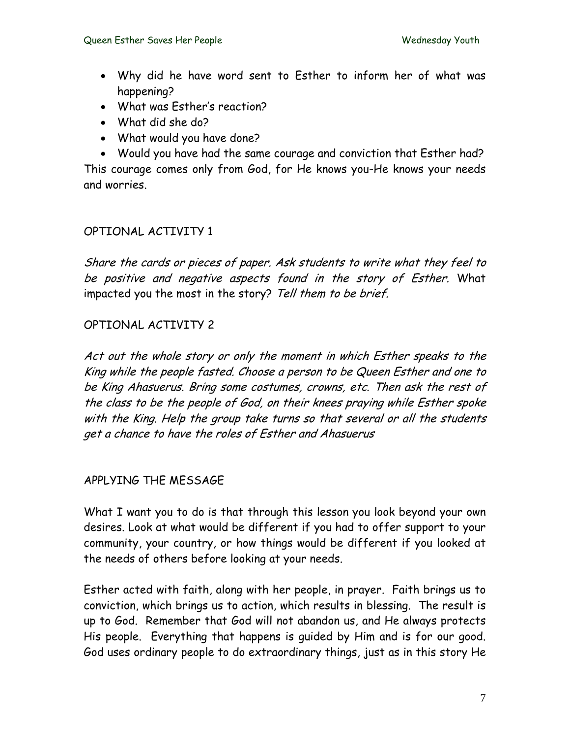- Why did he have word sent to Esther to inform her of what was happening?
- What was Esther's reaction?
- What did she do?
- What would you have done?
- Would you have had the same courage and conviction that Esther had?

This courage comes only from God, for He knows you-He knows your needs and worries.

## OPTIONAL ACTIVITY 1

*Share the cards or pieces of paper. Ask students to write what they feel to be positive and negative aspects found in the story of Esther.* What impacted you the most in the story? *Tell them to be brief.*

## OPTIONAL ACTIVITY 2

*Act out the whole story or only the moment in which Esther speaks to the King while the people fasted. Choose a person to be Queen Esther and one to be King Ahasuerus. Bring some costumes, crowns, etc. Then ask the rest of the class to be the people of God, on their knees praying while Esther spoke with the King. Help the group take turns so that several or all the students get a chance to have the roles of Esther and Ahasuerus*

## APPLYING THE MESSAGE

What I want you to do is that through this lesson you look beyond your own desires. Look at what would be different if you had to offer support to your community, your country, or how things would be different if you looked at the needs of others before looking at your needs.

Esther acted with faith, along with her people, in prayer. Faith brings us to conviction, which brings us to action, which results in blessing. The result is up to God. Remember that God will not abandon us, and He always protects His people. Everything that happens is guided by Him and is for our good. God uses ordinary people to do extraordinary things, just as in this story He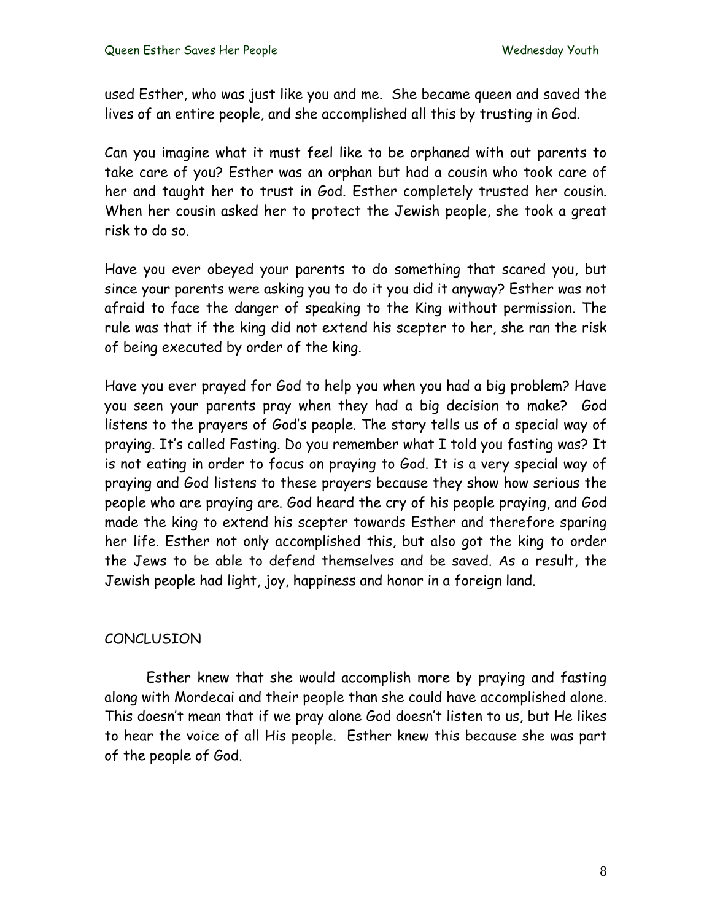used Esther, who was just like you and me. She became queen and saved the lives of an entire people, and she accomplished all this by trusting in God.

Can you imagine what it must feel like to be orphaned with out parents to take care of you? Esther was an orphan but had a cousin who took care of her and taught her to trust in God. Esther completely trusted her cousin. When her cousin asked her to protect the Jewish people, she took a great risk to do so.

Have you ever obeyed your parents to do something that scared you, but since your parents were asking you to do it you did it anyway? Esther was not afraid to face the danger of speaking to the King without permission. The rule was that if the king did not extend his scepter to her, she ran the risk of being executed by order of the king.

Have you ever prayed for God to help you when you had a big problem? Have you seen your parents pray when they had a big decision to make? God listens to the prayers of God's people. The story tells us of a special way of praying. It's called Fasting. Do you remember what I told you fasting was? It is not eating in order to focus on praying to God. It is a very special way of praying and God listens to these prayers because they show how serious the people who are praying are. God heard the cry of his people praying, and God made the king to extend his scepter towards Esther and therefore sparing her life. Esther not only accomplished this, but also got the king to order the Jews to be able to defend themselves and be saved. As a result, the Jewish people had light, joy, happiness and honor in a foreign land.

## CONCLUSION

Esther knew that she would accomplish more by praying and fasting along with Mordecai and their people than she could have accomplished alone. This doesn't mean that if we pray alone God doesn't listen to us, but He likes to hear the voice of all His people. Esther knew this because she was part of the people of God.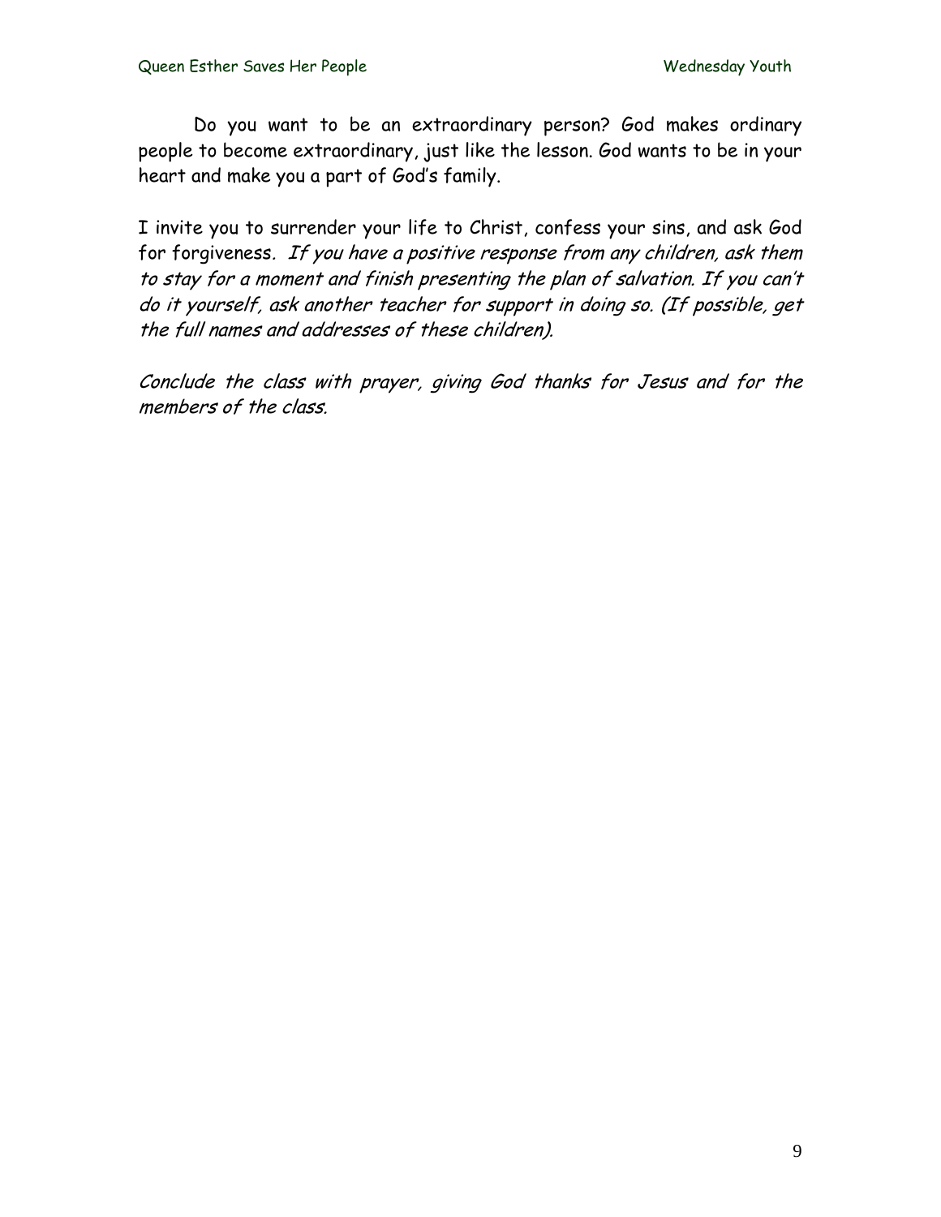Do you want to be an extraordinary person? God makes ordinary people to become extraordinary, just like the lesson. God wants to be in your heart and make you a part of God's family.

I invite you to surrender your life to Christ, confess your sins, and ask God for forgiveness. *If you have a positive response from any children, ask them to stay for a moment and finish presenting the plan of salvation. If you can't do it yourself, ask another teacher for support in doing so. (If possible, get the full names and addresses of these children).*

*Conclude the class with prayer, giving God thanks for Jesus and for the members of the class.*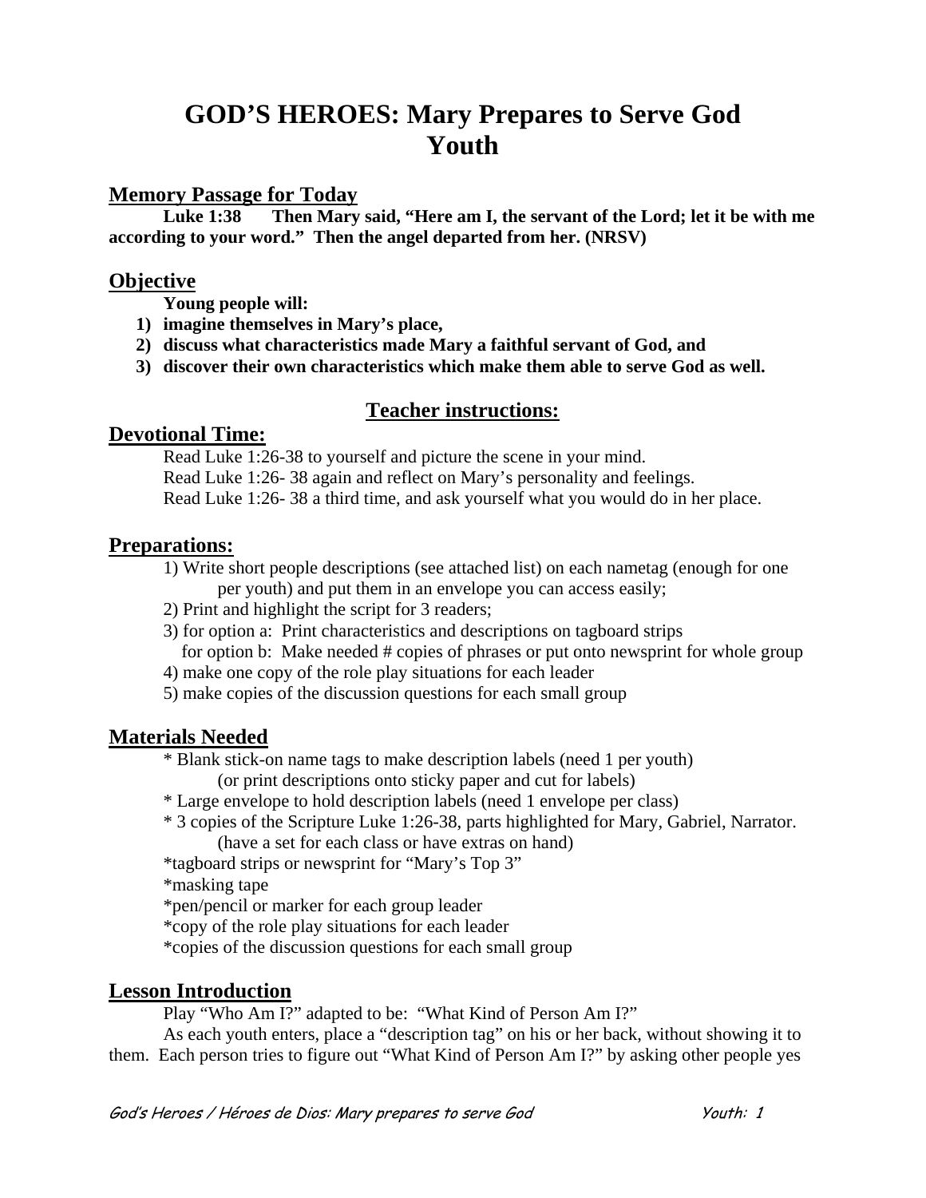# GOD'S HEROES: Mary Prepares to Serve God
# Youth

## Memory Passage for Today

**Luke 1:38 Then Mary said, "Here am I, the servant of the Lord; let it be with me according to your word." Then the angel departed from her. (NRSV)**

## Objective

**Young people will:**

1) **imagine themselves in Mary's place,**
2) **discuss what characteristics made Mary a faithful servant of God, and**
3) **discover their own characteristics which make them able to serve God as well.**

## Teacher instructions:

## Devotional Time:

Read Luke 1:26-38 to yourself and picture the scene in your mind.
Read Luke 1:26- 38 again and reflect on Mary's personality and feelings.
Read Luke 1:26- 38 a third time, and ask yourself what you would do in her place.

## Preparations:

1) Write short people descriptions (see attached list) on each nametag (enough for one per youth) and put them in an envelope you can access easily;
2) Print and highlight the script for 3 readers;
3) for option a: Print characteristics and descriptions on tagboard strips
   for option b: Make needed # copies of phrases or put onto newsprint for whole group
4) make one copy of the role play situations for each leader
5) make copies of the discussion questions for each small group

## Materials Needed

* Blank stick-on name tags to make description labels (need 1 per youth)
  (or print descriptions onto sticky paper and cut for labels)
* Large envelope to hold description labels (need 1 envelope per class)
* 3 copies of the Scripture Luke 1:26-38, parts highlighted for Mary, Gabriel, Narrator.
  (have a set for each class or have extras on hand)
*tagboard strips or newsprint for "Mary's Top 3"
*masking tape
*pen/pencil or marker for each group leader
*copy of the role play situations for each leader
*copies of the discussion questions for each small group

## Lesson Introduction

Play "Who Am I?" adapted to be: "What Kind of Person Am I?"

As each youth enters, place a "description tag" on his or her back, without showing it to them. Each person tries to figure out "What Kind of Person Am I?" by asking other people yes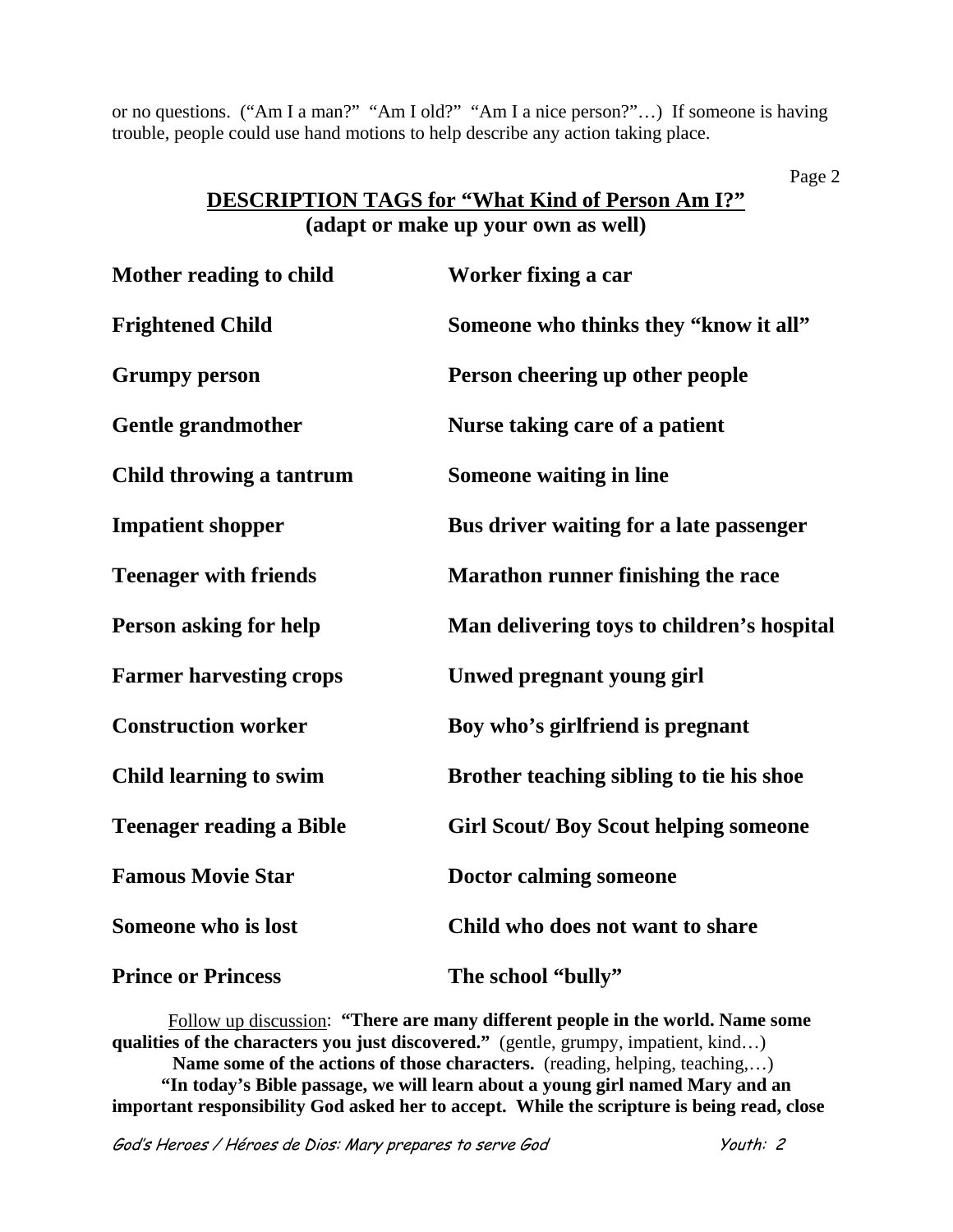or no questions. ("Am I a man?" "Am I old?" "Am I a nice person?"…) If someone is having trouble, people could use hand motions to help describe any action taking place.

## DESCRIPTION TAGS for "What Kind of Person Am I?"
## (adapt or make up your own as well)

| | |
|---|---|
| **Mother reading to child** | **Worker fixing a car** |
| **Frightened Child** | **Someone who thinks they "know it all"** |
| **Grumpy person** | **Person cheering up other people** |
| **Gentle grandmother** | **Nurse taking care of a patient** |
| **Child throwing a tantrum** | **Someone waiting in line** |
| **Impatient shopper** | **Bus driver waiting for a late passenger** |
| **Teenager with friends** | **Marathon runner finishing the race** |
| **Person asking for help** | **Man delivering toys to children's hospital** |
| **Farmer harvesting crops** | **Unwed pregnant young girl** |
| **Construction worker** | **Boy who's girlfriend is pregnant** |
| **Child learning to swim** | **Brother teaching sibling to tie his shoe** |
| **Teenager reading a Bible** | **Girl Scout/ Boy Scout helping someone** |
| **Famous Movie Star** | **Doctor calming someone** |
| **Someone who is lost** | **Child who does not want to share** |
| **Prince or Princess** | **The school "bully"** |

Follow up discussion: **"There are many different people in the world. Name some qualities of the characters you just discovered."** (gentle, grumpy, impatient, kind…)
**Name some of the actions of those characters.** (reading, helping, teaching,…)
**"In today's Bible passage, we will learn about a young girl named Mary and an important responsibility God asked her to accept. While the scripture is being read, close**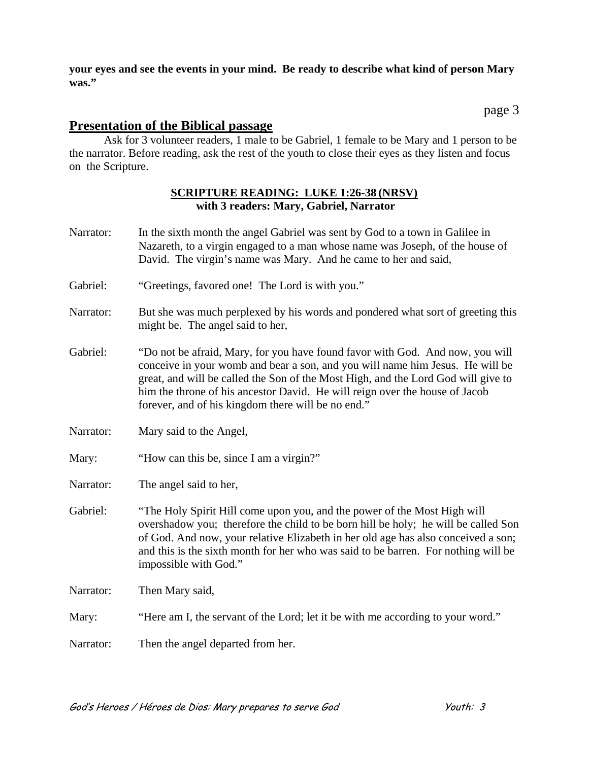**your eyes and see the events in your mind. Be ready to describe what kind of person Mary was."**

## Presentation of the Biblical passage

Ask for 3 volunteer readers, 1 male to be Gabriel, 1 female to be Mary and 1 person to be the narrator. Before reading, ask the rest of the youth to close their eyes as they listen and focus on the Scripture.

**SCRIPTURE READING: LUKE 1:26-38 (NRSV)**
**with 3 readers: Mary, Gabriel, Narrator**

Narrator: In the sixth month the angel Gabriel was sent by God to a town in Galilee in Nazareth, to a virgin engaged to a man whose name was Joseph, of the house of David. The virgin's name was Mary. And he came to her and said,

Gabriel: "Greetings, favored one! The Lord is with you."

Narrator: But she was much perplexed by his words and pondered what sort of greeting this might be. The angel said to her,

Gabriel: "Do not be afraid, Mary, for you have found favor with God. And now, you will conceive in your womb and bear a son, and you will name him Jesus. He will be great, and will be called the Son of the Most High, and the Lord God will give to him the throne of his ancestor David. He will reign over the house of Jacob forever, and of his kingdom there will be no end."

Narrator: Mary said to the Angel,

Mary: "How can this be, since I am a virgin?"

Narrator: The angel said to her,

Gabriel: "The Holy Spirit Hill come upon you, and the power of the Most High will overshadow you; therefore the child to be born hill be holy; he will be called Son of God. And now, your relative Elizabeth in her old age has also conceived a son; and this is the sixth month for her who was said to be barren. For nothing will be impossible with God."

Narrator: Then Mary said,

Mary: "Here am I, the servant of the Lord; let it be with me according to your word."

Narrator: Then the angel departed from her.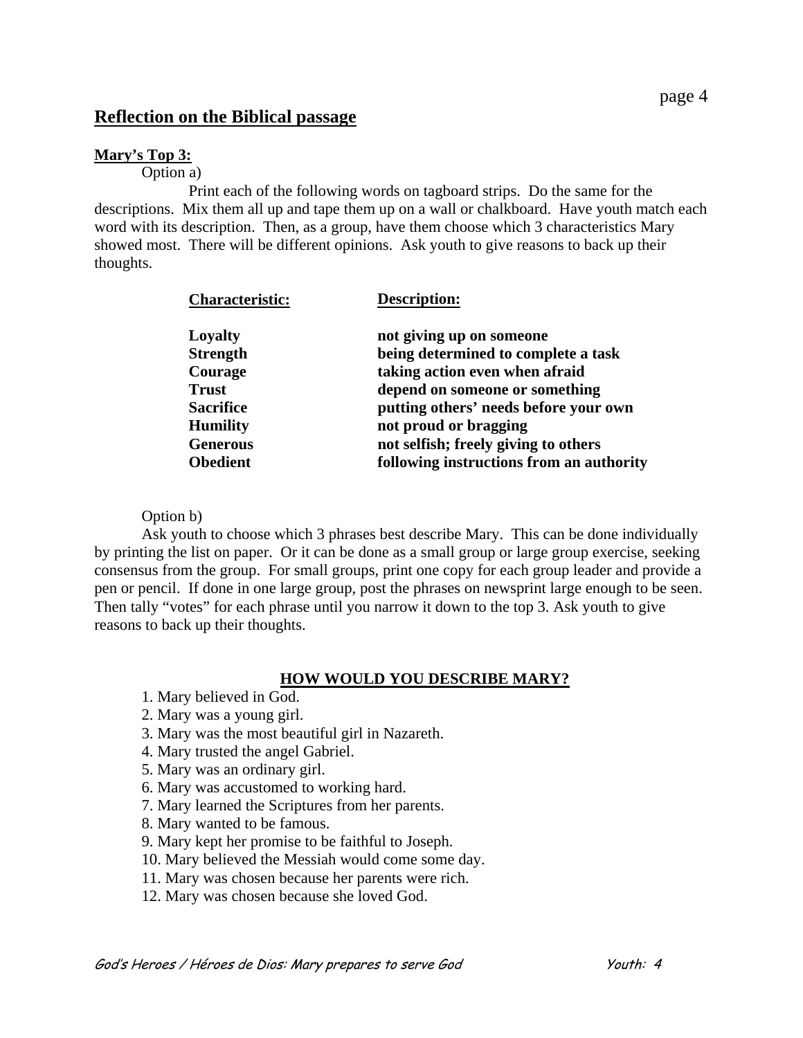## Reflection on the Biblical passage

**Mary's Top 3:**

Option a)

Print each of the following words on tagboard strips. Do the same for the descriptions. Mix them all up and tape them up on a wall or chalkboard. Have youth match each word with its description. Then, as a group, have them choose which 3 characteristics Mary showed most. There will be different opinions. Ask youth to give reasons to back up their thoughts.

| **Characteristic:** | **Description:** |
|---|---|
| **Loyalty** | **not giving up on someone** |
| **Strength** | **being determined to complete a task** |
| **Courage** | **taking action even when afraid** |
| **Trust** | **depend on someone or something** |
| **Sacrifice** | **putting others' needs before your own** |
| **Humility** | **not proud or bragging** |
| **Generous** | **not selfish; freely giving to others** |
| **Obedient** | **following instructions from an authority** |

Option b)

Ask youth to choose which 3 phrases best describe Mary. This can be done individually by printing the list on paper. Or it can be done as a small group or large group exercise, seeking consensus from the group. For small groups, print one copy for each group leader and provide a pen or pencil. If done in one large group, post the phrases on newsprint large enough to be seen. Then tally "votes" for each phrase until you narrow it down to the top 3. Ask youth to give reasons to back up their thoughts.

**HOW WOULD YOU DESCRIBE MARY?**

1. Mary believed in God.
2. Mary was a young girl.
3. Mary was the most beautiful girl in Nazareth.
4. Mary trusted the angel Gabriel.
5. Mary was an ordinary girl.
6. Mary was accustomed to working hard.
7. Mary learned the Scriptures from her parents.
8. Mary wanted to be famous.
9. Mary kept her promise to be faithful to Joseph.
10. Mary believed the Messiah would come some day.
11. Mary was chosen because her parents were rich.
12. Mary was chosen because she loved God.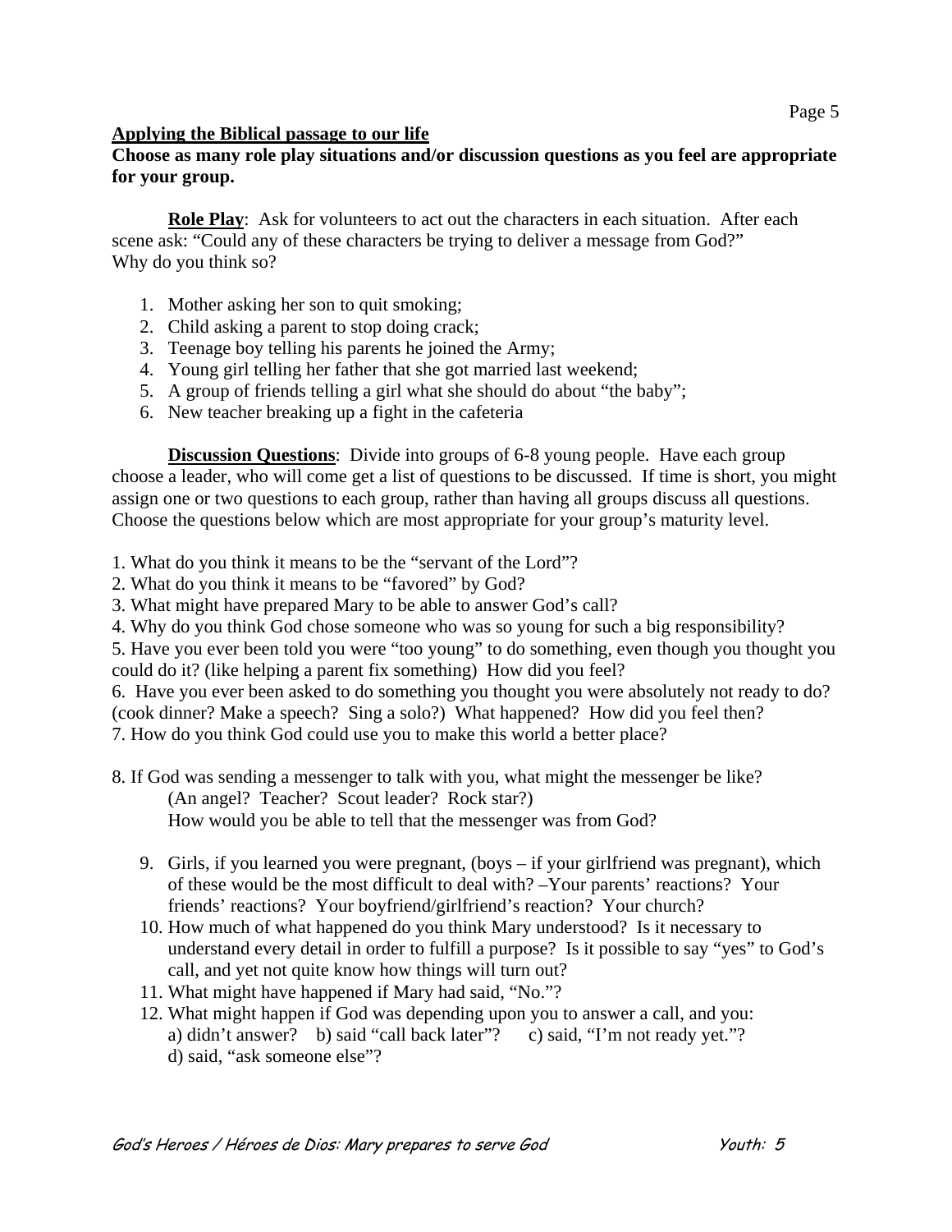**<u>Applying the Biblical passage to our life</u>**

**Choose as many role play situations and/or discussion questions as you feel are appropriate for your group.**

**<u>Role Play</u>**: Ask for volunteers to act out the characters in each situation. After each scene ask: "Could any of these characters be trying to deliver a message from God?" Why do you think so?

1. Mother asking her son to quit smoking;
2. Child asking a parent to stop doing crack;
3. Teenage boy telling his parents he joined the Army;
4. Young girl telling her father that she got married last weekend;
5. A group of friends telling a girl what she should do about "the baby";
6. New teacher breaking up a fight in the cafeteria

**<u>Discussion Questions</u>**: Divide into groups of 6-8 young people. Have each group choose a leader, who will come get a list of questions to be discussed. If time is short, you might assign one or two questions to each group, rather than having all groups discuss all questions. Choose the questions below which are most appropriate for your group's maturity level.

1. What do you think it means to be the "servant of the Lord"?
2. What do you think it means to be "favored" by God?
3. What might have prepared Mary to be able to answer God's call?
4. Why do you think God chose someone who was so young for such a big responsibility?
5. Have you ever been told you were "too young" to do something, even though you thought you could do it? (like helping a parent fix something) How did you feel?
6. Have you ever been asked to do something you thought you were absolutely not ready to do? (cook dinner? Make a speech? Sing a solo?) What happened? How did you feel then?
7. How do you think God could use you to make this world a better place?
8. If God was sending a messenger to talk with you, what might the messenger be like? (An angel? Teacher? Scout leader? Rock star?) How would you be able to tell that the messenger was from God?
9. Girls, if you learned you were pregnant, (boys – if your girlfriend was pregnant), which of these would be the most difficult to deal with? –Your parents' reactions? Your friends' reactions? Your boyfriend/girlfriend's reaction? Your church?
10. How much of what happened do you think Mary understood? Is it necessary to understand every detail in order to fulfill a purpose? Is it possible to say "yes" to God's call, and yet not quite know how things will turn out?
11. What might have happened if Mary had said, "No."?
12. What might happen if God was depending upon you to answer a call, and you:
    a) didn't answer? b) said "call back later"? c) said, "I'm not ready yet."?
    d) said, "ask someone else"?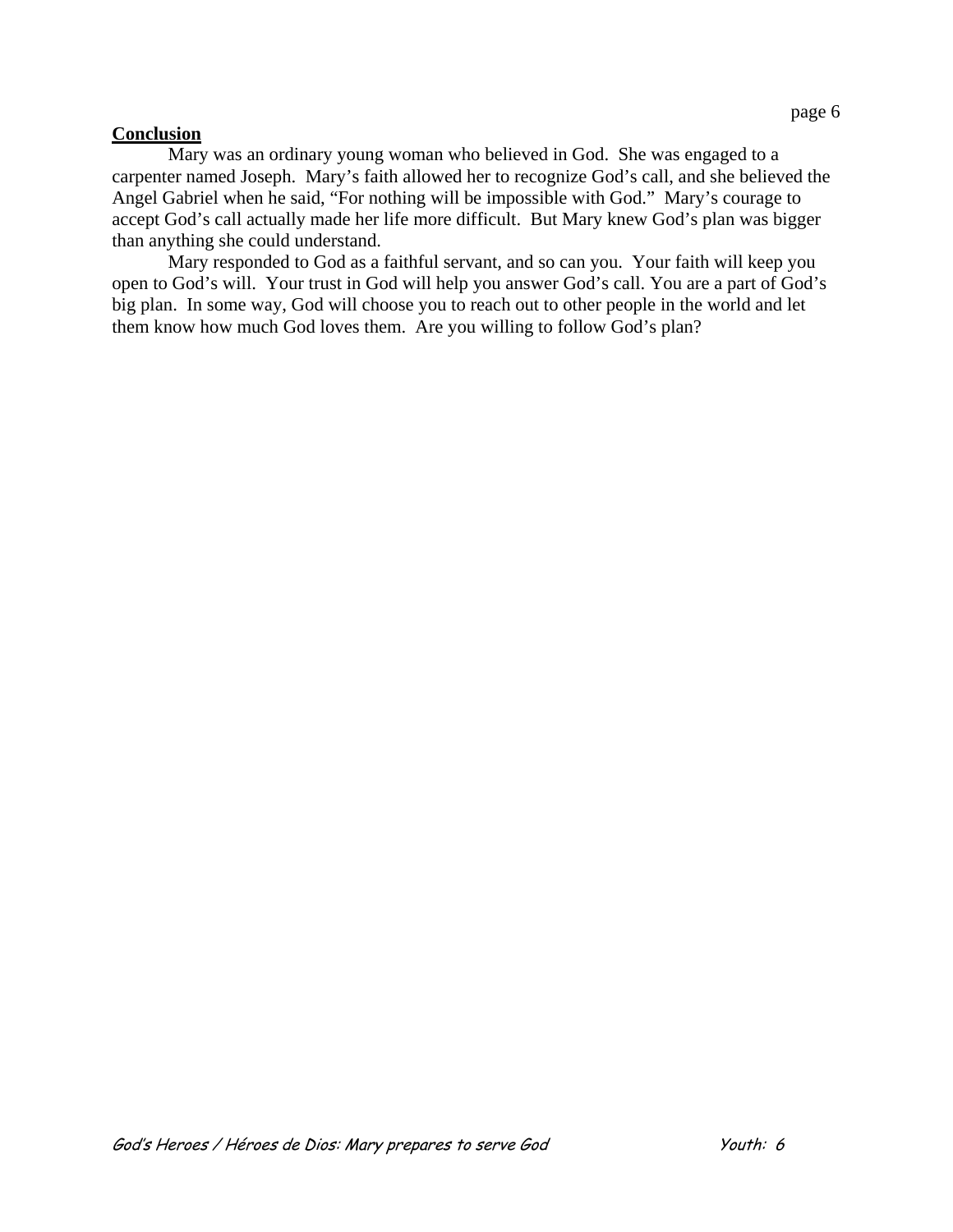**Conclusion**

Mary was an ordinary young woman who believed in God. She was engaged to a carpenter named Joseph. Mary's faith allowed her to recognize God's call, and she believed the Angel Gabriel when he said, "For nothing will be impossible with God." Mary's courage to accept God's call actually made her life more difficult. But Mary knew God's plan was bigger than anything she could understand.

Mary responded to God as a faithful servant, and so can you. Your faith will keep you open to God's will. Your trust in God will help you answer God's call. You are a part of God's big plan. In some way, God will choose you to reach out to other people in the world and let them know how much God loves them. Are you willing to follow God's plan?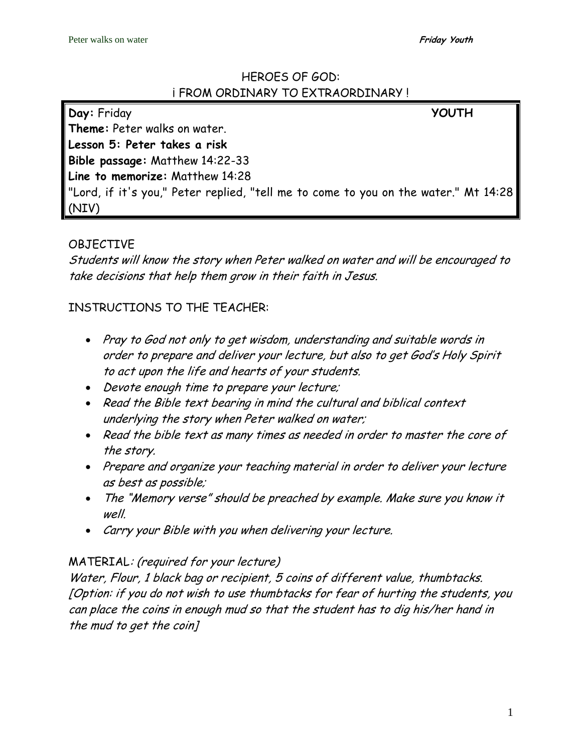HEROES OF GOD:
¡ FROM ORDINARY TO EXTRAORDINARY !

**Day:** Friday **YOUTH**
**Theme:** Peter walks on water.
**Lesson 5: Peter takes a risk**
**Bible passage:** Matthew 14:22-33
**Line to memorize:** Matthew 14:28
"Lord, if it's you," Peter replied, "tell me to come to you on the water." Mt 14:28 (NIV)

OBJECTIVE

*Students will know the story when Peter walked on water and will be encouraged to take decisions that help them grow in their faith in Jesus.*

INSTRUCTIONS TO THE TEACHER:

- *Pray to God not only to get wisdom, understanding and suitable words in order to prepare and deliver your lecture, but also to get God's Holy Spirit to act upon the life and hearts of your students.*
- *Devote enough time to prepare your lecture;*
- *Read the Bible text bearing in mind the cultural and biblical context underlying the story when Peter walked on water;*
- *Read the bible text as many times as needed in order to master the core of the story.*
- *Prepare and organize your teaching material in order to deliver your lecture as best as possible;*
- *The "Memory verse" should be preached by example. Make sure you know it well.*
- *Carry your Bible with you when delivering your lecture.*

MATERIAL*: (required for your lecture)*
*Water, Flour, 1 black bag or recipient, 5 coins of different value, thumbtacks. [Option: if you do not wish to use thumbtacks for fear of hurting the students, you can place the coins in enough mud so that the student has to dig his/her hand in the mud to get the coin]*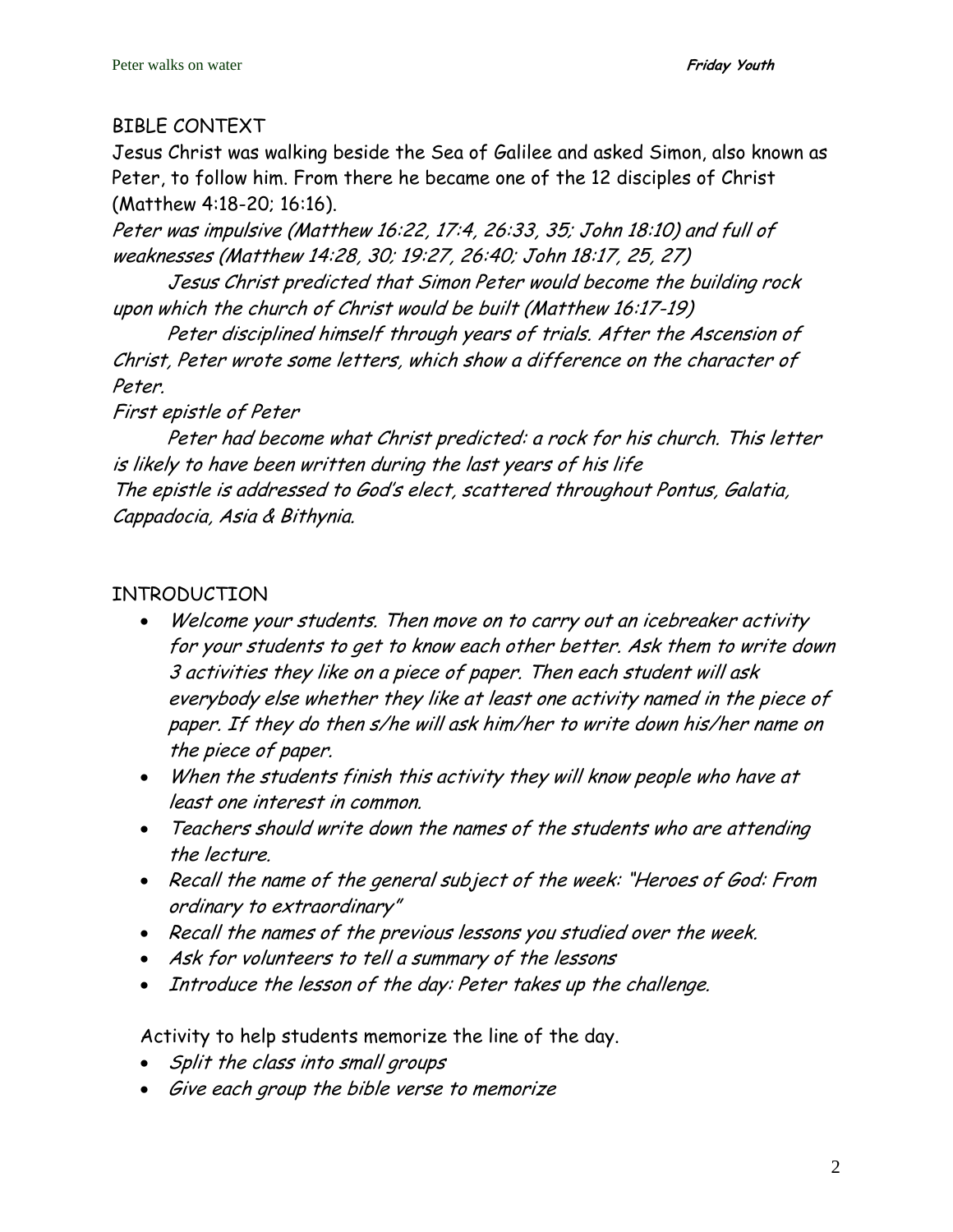## BIBLE CONTEXT

Jesus Christ was walking beside the Sea of Galilee and asked Simon, also known as Peter, to follow him. From there he became one of the 12 disciples of Christ (Matthew 4:18-20; 16:16).

*Peter was impulsive (Matthew 16:22, 17:4, 26:33, 35; John 18:10) and full of weaknesses (Matthew 14:28, 30; 19:27, 26:40; John 18:17, 25, 27)*

*Jesus Christ predicted that Simon Peter would become the building rock upon which the church of Christ would be built (Matthew 16:17-19)*

*Peter disciplined himself through years of trials. After the Ascension of Christ, Peter wrote some letters, which show a difference on the character of Peter.*

*First epistle of Peter*

*Peter had become what Christ predicted: a rock for his church. This letter is likely to have been written during the last years of his life*
*The epistle is addressed to God's elect, scattered throughout Pontus, Galatia, Cappadocia, Asia & Bithynia.*

## INTRODUCTION

- *Welcome your students. Then move on to carry out an icebreaker activity for your students to get to know each other better. Ask them to write down 3 activities they like on a piece of paper. Then each student will ask everybody else whether they like at least one activity named in the piece of paper. If they do then s/he will ask him/her to write down his/her name on the piece of paper.*
- *When the students finish this activity they will know people who have at least one interest in common.*
- *Teachers should write down the names of the students who are attending the lecture.*
- *Recall the name of the general subject of the week: "Heroes of God: From ordinary to extraordinary"*
- *Recall the names of the previous lessons you studied over the week.*
- *Ask for volunteers to tell a summary of the lessons*
- *Introduce the lesson of the day: Peter takes up the challenge.*

Activity to help students memorize the line of the day.

- *Split the class into small groups*
- *Give each group the bible verse to memorize*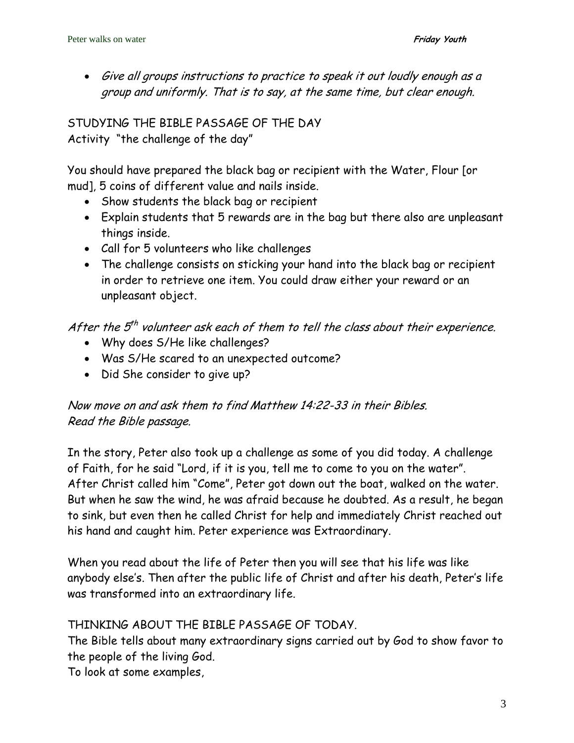- *Give all groups instructions to practice to speak it out loudly enough as a group and uniformly. That is to say, at the same time, but clear enough.*

STUDYING THE BIBLE PASSAGE OF THE DAY
Activity "the challenge of the day"

You should have prepared the black bag or recipient with the Water, Flour [or mud], 5 coins of different value and nails inside.

- Show students the black bag or recipient
- Explain students that 5 rewards are in the bag but there also are unpleasant things inside.
- Call for 5 volunteers who like challenges
- The challenge consists on sticking your hand into the black bag or recipient in order to retrieve one item. You could draw either your reward or an unpleasant object.

*After the 5th volunteer ask each of them to tell the class about their experience.*

- Why does S/He like challenges?
- Was S/He scared to an unexpected outcome?
- Did She consider to give up?

*Now move on and ask them to find Matthew 14:22-33 in their Bibles.*
*Read the Bible passage.*

In the story, Peter also took up a challenge as some of you did today. A challenge of Faith, for he said "Lord, if it is you, tell me to come to you on the water". After Christ called him "Come", Peter got down out the boat, walked on the water. But when he saw the wind, he was afraid because he doubted. As a result, he began to sink, but even then he called Christ for help and immediately Christ reached out his hand and caught him. Peter experience was Extraordinary.

When you read about the life of Peter then you will see that his life was like anybody else's. Then after the public life of Christ and after his death, Peter's life was transformed into an extraordinary life.

THINKING ABOUT THE BIBLE PASSAGE OF TODAY.
The Bible tells about many extraordinary signs carried out by God to show favor to the people of the living God.
To look at some examples,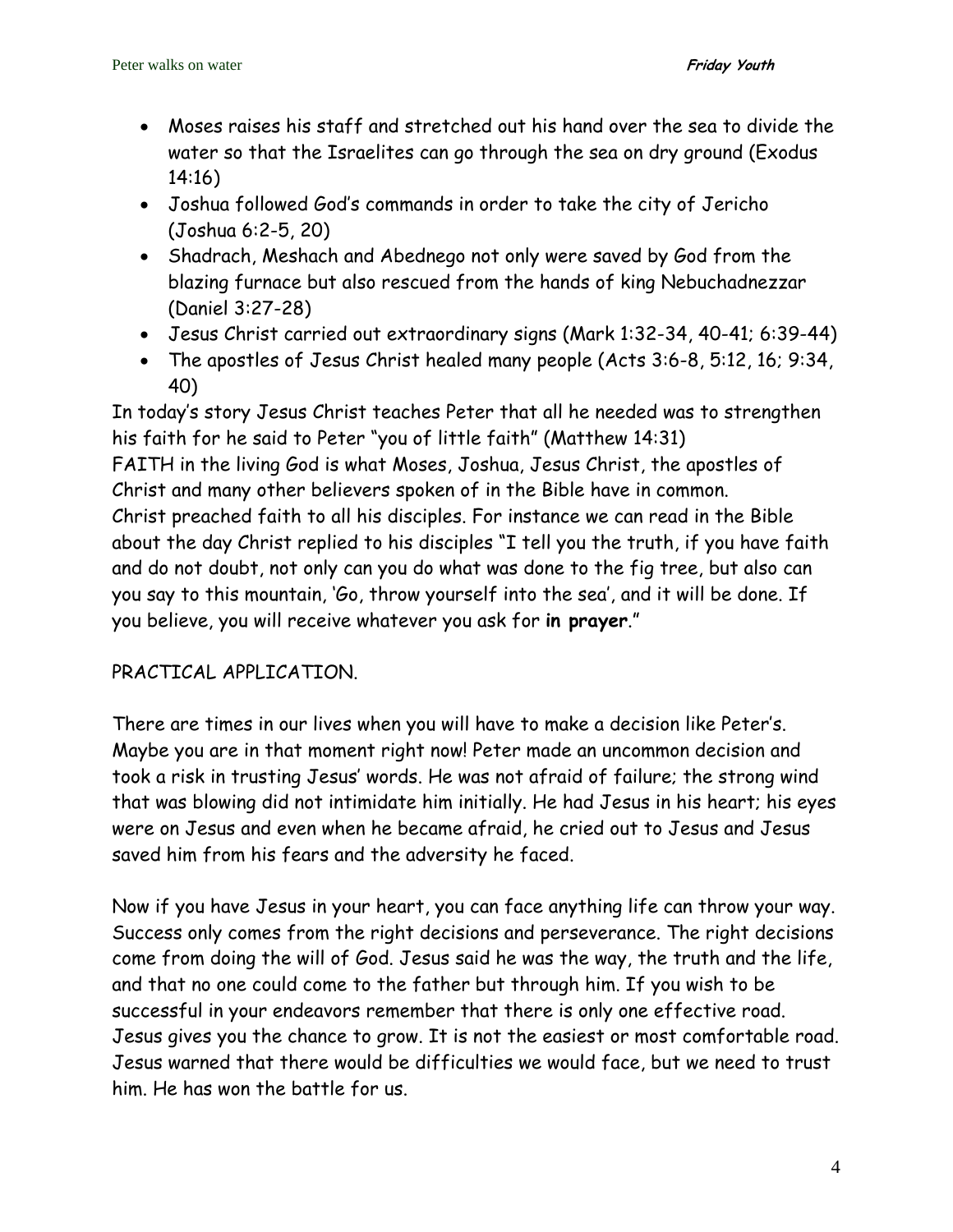- Moses raises his staff and stretched out his hand over the sea to divide the water so that the Israelites can go through the sea on dry ground (Exodus 14:16)
- Joshua followed God's commands in order to take the city of Jericho (Joshua 6:2-5, 20)
- Shadrach, Meshach and Abednego not only were saved by God from the blazing furnace but also rescued from the hands of king Nebuchadnezzar (Daniel 3:27-28)
- Jesus Christ carried out extraordinary signs (Mark 1:32-34, 40-41; 6:39-44)
- The apostles of Jesus Christ healed many people (Acts 3:6-8, 5:12, 16; 9:34, 40)

In today's story Jesus Christ teaches Peter that all he needed was to strengthen his faith for he said to Peter "you of little faith" (Matthew 14:31)
FAITH in the living God is what Moses, Joshua, Jesus Christ, the apostles of Christ and many other believers spoken of in the Bible have in common.
Christ preached faith to all his disciples. For instance we can read in the Bible about the day Christ replied to his disciples "I tell you the truth, if you have faith and do not doubt, not only can you do what was done to the fig tree, but also can you say to this mountain, 'Go, throw yourself into the sea', and it will be done. If you believe, you will receive whatever you ask for **in prayer**."

PRACTICAL APPLICATION.

There are times in our lives when you will have to make a decision like Peter's. Maybe you are in that moment right now! Peter made an uncommon decision and took a risk in trusting Jesus' words. He was not afraid of failure; the strong wind that was blowing did not intimidate him initially. He had Jesus in his heart; his eyes were on Jesus and even when he became afraid, he cried out to Jesus and Jesus saved him from his fears and the adversity he faced.

Now if you have Jesus in your heart, you can face anything life can throw your way. Success only comes from the right decisions and perseverance. The right decisions come from doing the will of God. Jesus said he was the way, the truth and the life, and that no one could come to the father but through him. If you wish to be successful in your endeavors remember that there is only one effective road. Jesus gives you the chance to grow. It is not the easiest or most comfortable road. Jesus warned that there would be difficulties we would face, but we need to trust him. He has won the battle for us.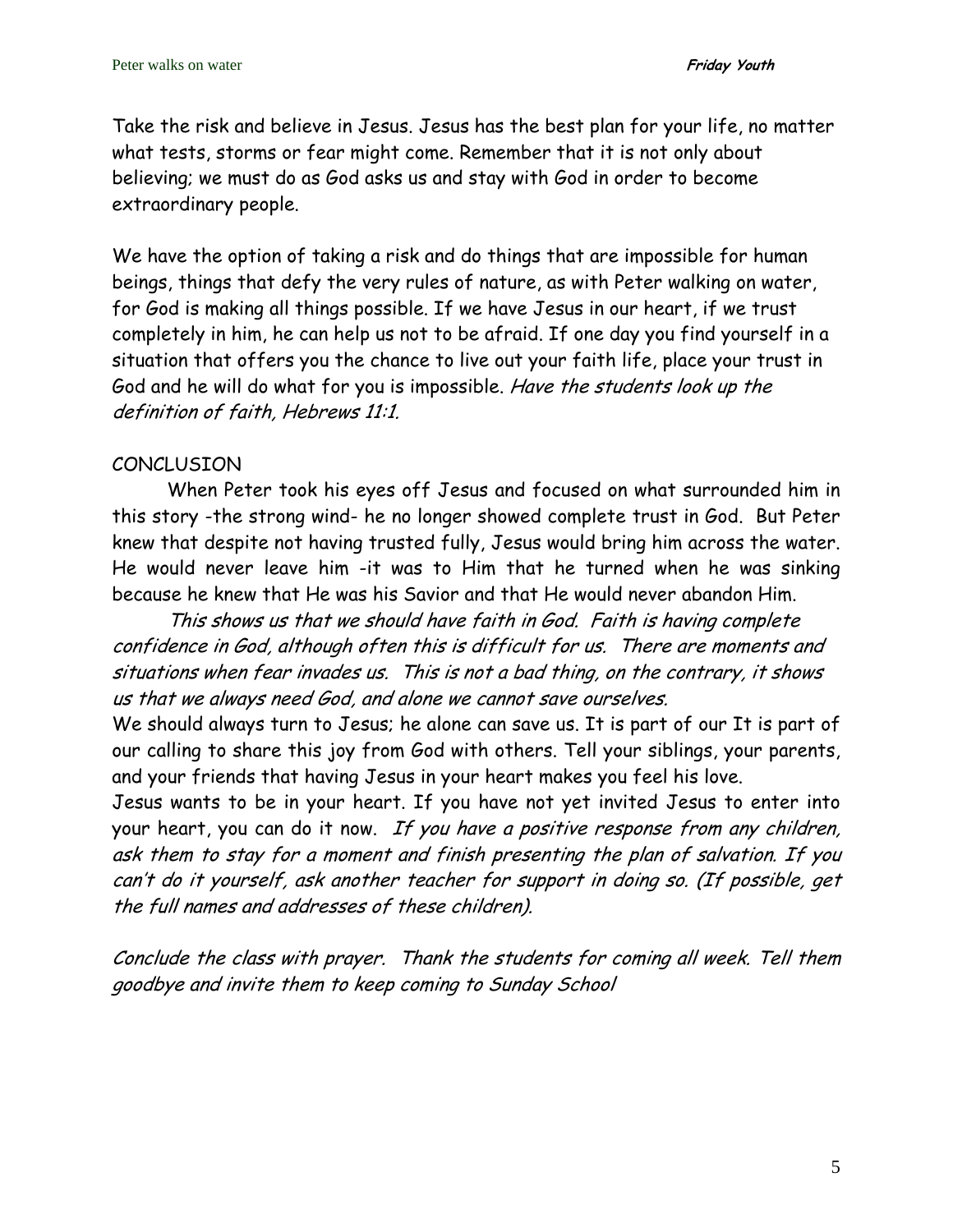Take the risk and believe in Jesus. Jesus has the best plan for your life, no matter what tests, storms or fear might come. Remember that it is not only about believing; we must do as God asks us and stay with God in order to become extraordinary people.

We have the option of taking a risk and do things that are impossible for human beings, things that defy the very rules of nature, as with Peter walking on water, for God is making all things possible. If we have Jesus in our heart, if we trust completely in him, he can help us not to be afraid. If one day you find yourself in a situation that offers you the chance to live out your faith life, place your trust in God and he will do what for you is impossible. *Have the students look up the definition of faith, Hebrews 11:1.*

CONCLUSION

When Peter took his eyes off Jesus and focused on what surrounded him in this story -the strong wind- he no longer showed complete trust in God. But Peter knew that despite not having trusted fully, Jesus would bring him across the water. He would never leave him -it was to Him that he turned when he was sinking because he knew that He was his Savior and that He would never abandon Him.

*This shows us that we should have faith in God. Faith is having complete confidence in God, although often this is difficult for us. There are moments and situations when fear invades us. This is not a bad thing, on the contrary, it shows us that we always need God, and alone we cannot save ourselves.*

We should always turn to Jesus; he alone can save us. It is part of our It is part of our calling to share this joy from God with others. Tell your siblings, your parents, and your friends that having Jesus in your heart makes you feel his love.

Jesus wants to be in your heart. If you have not yet invited Jesus to enter into your heart, you can do it now. *If you have a positive response from any children, ask them to stay for a moment and finish presenting the plan of salvation. If you can't do it yourself, ask another teacher for support in doing so. (If possible, get the full names and addresses of these children).*

*Conclude the class with prayer. Thank the students for coming all week. Tell them goodbye and invite them to keep coming to Sunday School*